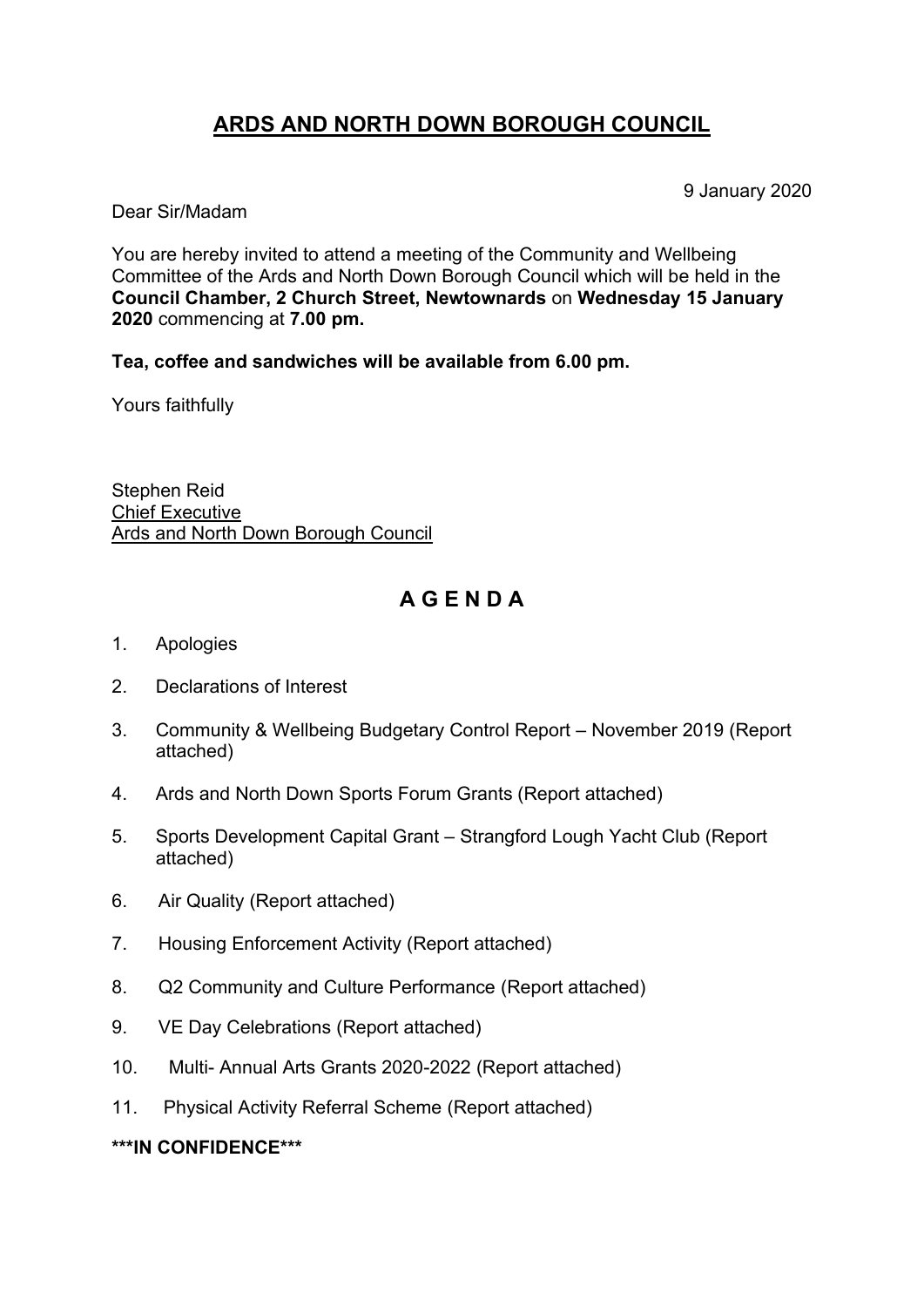# ARDS AND NORTH DOWN BOROUGH COUNCIL

9 January 2020

Dear Sir/Madam

You are hereby invited to attend a meeting of the Community and Wellbeing Committee of the Ards and North Down Borough Council which will be held in the **Council Chamber, 2 Church Street, Newtownards** on **Wednesday 15 January 2020** commencing at **7.00 pm.**

**Tea, coffee and sandwiches will be available from 6.00 pm.**

Yours faithfully

Stephen Reid
Chief Executive
Ards and North Down Borough Council

## A G E N D A

1. Apologies
2. Declarations of Interest
3. Community & Wellbeing Budgetary Control Report – November 2019 (Report attached)
4. Ards and North Down Sports Forum Grants (Report attached)
5. Sports Development Capital Grant – Strangford Lough Yacht Club (Report attached)
6. Air Quality (Report attached)
7. Housing Enforcement Activity (Report attached)
8. Q2 Community and Culture Performance (Report attached)
9. VE Day Celebrations (Report attached)
10. Multi- Annual Arts Grants 2020-2022 (Report attached)
11. Physical Activity Referral Scheme (Report attached)

**\*\*\*IN CONFIDENCE\*\*\***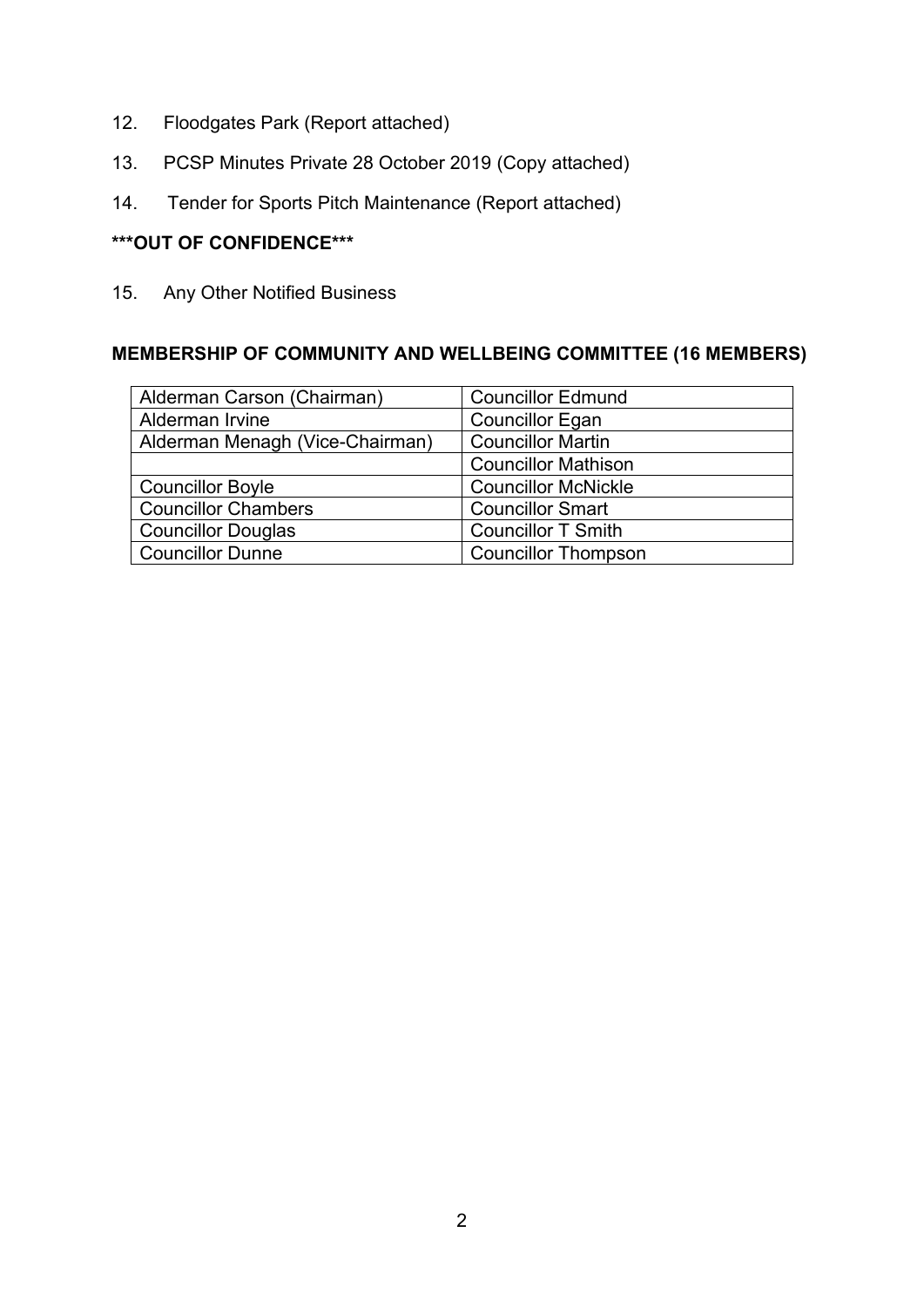12. Floodgates Park (Report attached)

13. PCSP Minutes Private 28 October 2019 (Copy attached)

14. Tender for Sports Pitch Maintenance (Report attached)

**\*\*\*OUT OF CONFIDENCE\*\*\***

15. Any Other Notified Business

**MEMBERSHIP OF COMMUNITY AND WELLBEING COMMITTEE (16 MEMBERS)**

| | |
|---|---|
| Alderman Carson (Chairman) | Councillor Edmund |
| Alderman Irvine | Councillor Egan |
| Alderman Menagh (Vice-Chairman) | Councillor Martin |
| | Councillor Mathison |
| Councillor Boyle | Councillor McNickle |
| Councillor Chambers | Councillor Smart |
| Councillor Douglas | Councillor T Smith |
| Councillor Dunne | Councillor Thompson |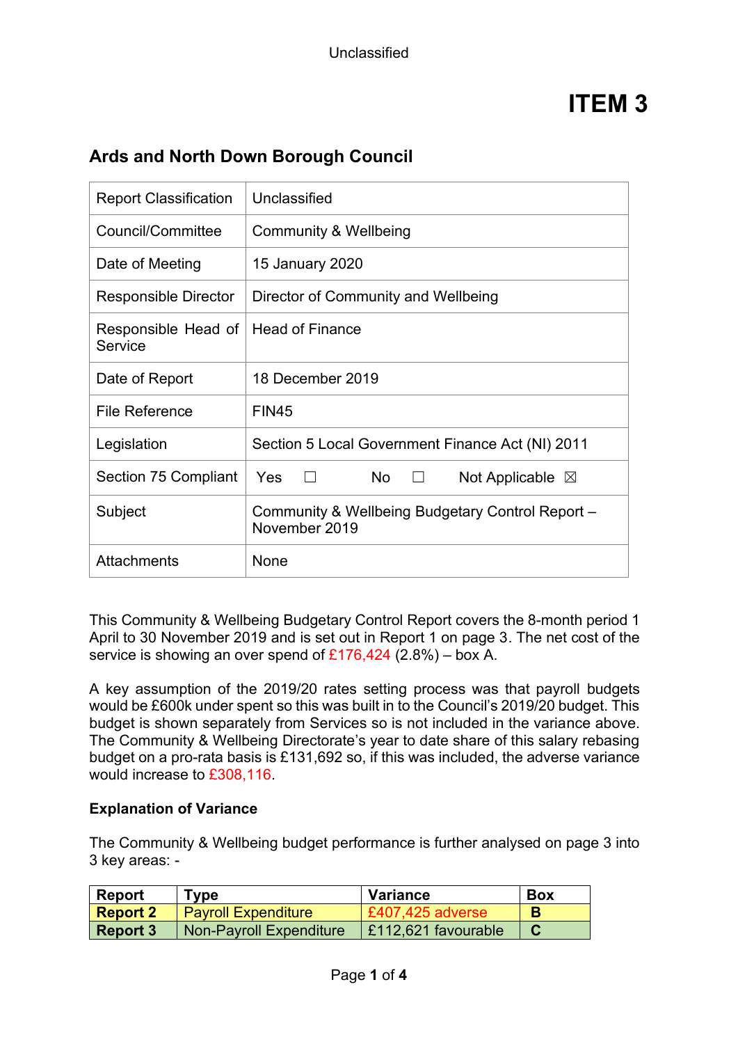# ITEM 3

## Ards and North Down Borough Council

| Report Classification | Unclassified |
|---|---|
| Council/Committee | Community & Wellbeing |
| Date of Meeting | 15 January 2020 |
| Responsible Director | Director of Community and Wellbeing |
| Responsible Head of Service | Head of Finance |
| Date of Report | 18 December 2019 |
| File Reference | FIN45 |
| Legislation | Section 5 Local Government Finance Act (NI) 2011 |
| Section 75 Compliant | Yes ☐ No ☐ Not Applicable ☒ |
| Subject | Community & Wellbeing Budgetary Control Report – November 2019 |
| Attachments | None |

This Community & Wellbeing Budgetary Control Report covers the 8-month period 1 April to 30 November 2019 and is set out in Report 1 on page 3. The net cost of the service is showing an over spend of £176,424 (2.8%) – box A.

A key assumption of the 2019/20 rates setting process was that payroll budgets would be £600k under spent so this was built in to the Council's 2019/20 budget. This budget is shown separately from Services so is not included in the variance above. The Community & Wellbeing Directorate's year to date share of this salary rebasing budget on a pro-rata basis is £131,692 so, if this was included, the adverse variance would increase to £308,116.

### Explanation of Variance

The Community & Wellbeing budget performance is further analysed on page 3 into 3 key areas: -

| Report | Type | Variance | Box |
|---|---|---|---|
| **Report 2** | Payroll Expenditure | £407,425 adverse | **B** |
| **Report 3** | Non-Payroll Expenditure | £112,621 favourable | **C** |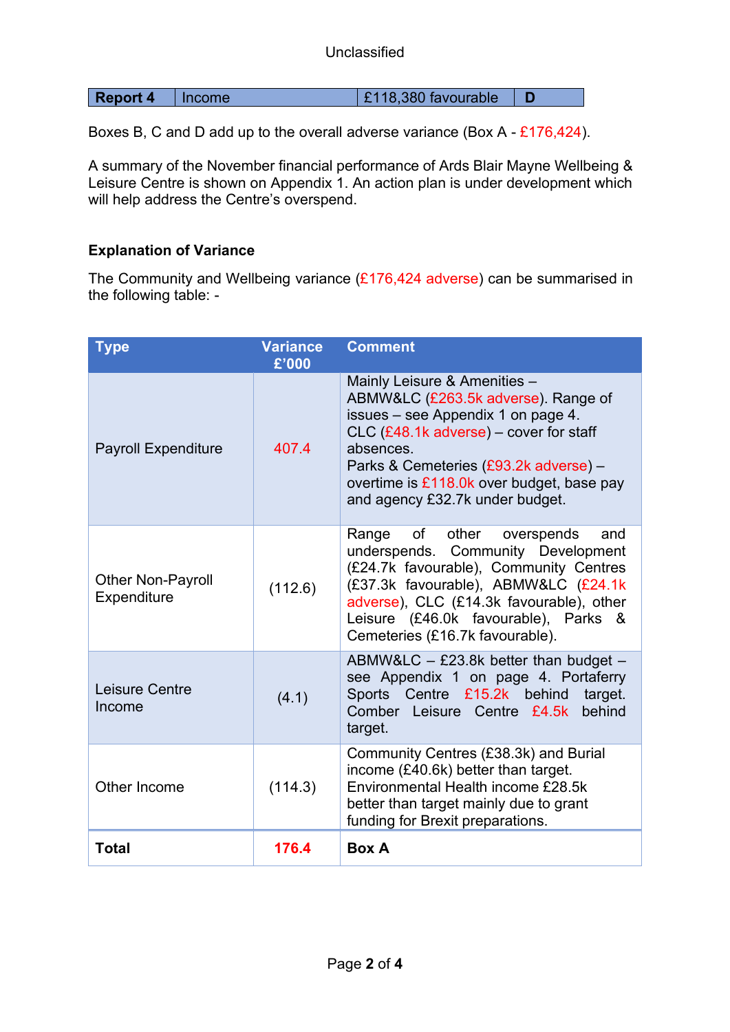| Report 4 | Income | £118,380 favourable | D |
|---|---|---|---|

Boxes B, C and D add up to the overall adverse variance (Box A - £176,424).

A summary of the November financial performance of Ards Blair Mayne Wellbeing & Leisure Centre is shown on Appendix 1. An action plan is under development which will help address the Centre's overspend.

**Explanation of Variance**

The Community and Wellbeing variance (£176,424 adverse) can be summarised in the following table: -

| Type | Variance £'000 | Comment |
|---|---|---|
| Payroll Expenditure | 407.4 | Mainly Leisure & Amenities – ABMW&LC (£263.5k adverse). Range of issues – see Appendix 1 on page 4. CLC (£48.1k adverse) – cover for staff absences. Parks & Cemeteries (£93.2k adverse) – overtime is £118.0k over budget, base pay and agency £32.7k under budget. |
| Other Non-Payroll Expenditure | (112.6) | Range of other overspends and underspends. Community Development (£24.7k favourable), Community Centres (£37.3k favourable), ABMW&LC (£24.1k adverse), CLC (£14.3k favourable), other Leisure (£46.0k favourable), Parks & Cemeteries (£16.7k favourable). |
| Leisure Centre Income | (4.1) | ABMW&LC – £23.8k better than budget – see Appendix 1 on page 4. Portaferry Sports Centre £15.2k behind target. Comber Leisure Centre £4.5k behind target. |
| Other Income | (114.3) | Community Centres (£38.3k) and Burial income (£40.6k) better than target. Environmental Health income £28.5k better than target mainly due to grant funding for Brexit preparations. |
| **Total** | **176.4** | **Box A** |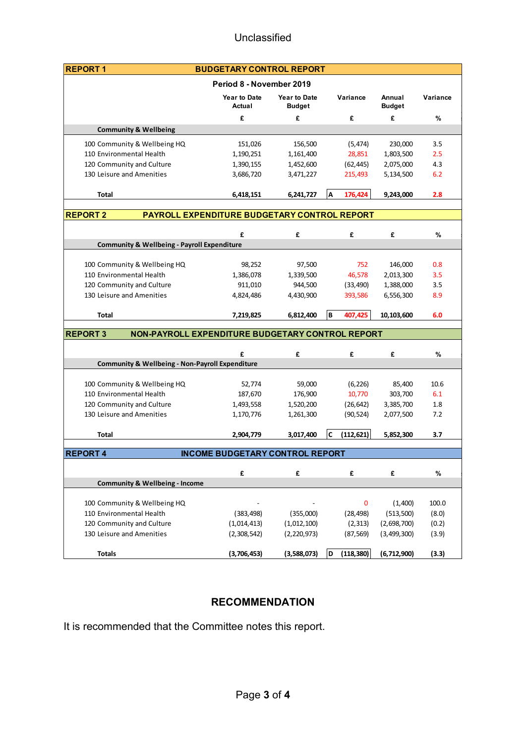Unclassified

## REPORT 1 BUDGETARY CONTROL REPORT

**Period 8 - November 2019**

| | Year to Date Actual | Year to Date Budget | Variance | Annual Budget | Variance |
|---|---|---|---|---|---|
| | £ | £ | £ | £ | % |
| **Community & Wellbeing** | | | | | |
| 100 Community & Wellbeing HQ | 151,026 | 156,500 | (5,474) | 230,000 | 3.5 |
| 110 Environmental Health | 1,190,251 | 1,161,400 | 28,851 | 1,803,500 | 2.5 |
| 120 Community and Culture | 1,390,155 | 1,452,600 | (62,445) | 2,075,000 | 4.3 |
| 130 Leisure and Amenities | 3,686,720 | 3,471,227 | 215,493 | 5,134,500 | 6.2 |
| **Total** | **6,418,151** | **6,241,727** | **A 176,424** | **9,243,000** | **2.8** |

## REPORT 2 PAYROLL EXPENDITURE BUDGETARY CONTROL REPORT

| | £ | £ | £ | £ | % |
|---|---|---|---|---|---|
| **Community & Wellbeing - Payroll Expenditure** | | | | | |
| 100 Community & Wellbeing HQ | 98,252 | 97,500 | 752 | 146,000 | 0.8 |
| 110 Environmental Health | 1,386,078 | 1,339,500 | 46,578 | 2,013,300 | 3.5 |
| 120 Community and Culture | 911,010 | 944,500 | (33,490) | 1,388,000 | 3.5 |
| 130 Leisure and Amenities | 4,824,486 | 4,430,900 | 393,586 | 6,556,300 | 8.9 |
| **Total** | **7,219,825** | **6,812,400** | **B 407,425** | **10,103,600** | **6.0** |

## REPORT 3 NON-PAYROLL EXPENDITURE BUDGETARY CONTROL REPORT

| | £ | £ | £ | £ | % |
|---|---|---|---|---|---|
| **Community & Wellbeing - Non-Payroll Expenditure** | | | | | |
| 100 Community & Wellbeing HQ | 52,774 | 59,000 | (6,226) | 85,400 | 10.6 |
| 110 Environmental Health | 187,670 | 176,900 | 10,770 | 303,700 | 6.1 |
| 120 Community and Culture | 1,493,558 | 1,520,200 | (26,642) | 3,385,700 | 1.8 |
| 130 Leisure and Amenities | 1,170,776 | 1,261,300 | (90,524) | 2,077,500 | 7.2 |
| **Total** | **2,904,779** | **3,017,400** | **C (112,621)** | **5,852,300** | **3.7** |

## REPORT 4 INCOME BUDGETARY CONTROL REPORT

| | £ | £ | £ | £ | % |
|---|---|---|---|---|---|
| **Community & Wellbeing - Income** | | | | | |
| 100 Community & Wellbeing HQ | - | - | 0 | (1,400) | 100.0 |
| 110 Environmental Health | (383,498) | (355,000) | (28,498) | (513,500) | (8.0) |
| 120 Community and Culture | (1,014,413) | (1,012,100) | (2,313) | (2,698,700) | (0.2) |
| 130 Leisure and Amenities | (2,308,542) | (2,220,973) | (87,569) | (3,499,300) | (3.9) |
| **Totals** | **(3,706,453)** | **(3,588,073)** | **D (118,380)** | **(6,712,900)** | **(3.3)** |

## RECOMMENDATION

It is recommended that the Committee notes this report.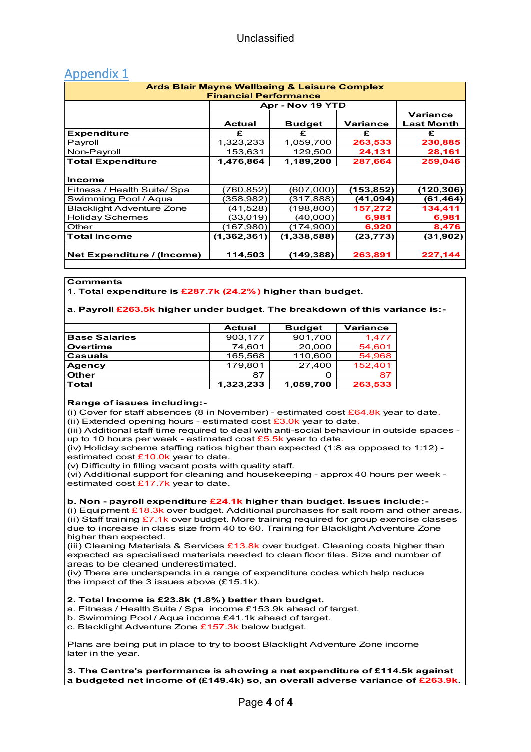# Appendix 1

| Ards Blair Mayne Wellbeing & Leisure Complex Financial Performance | | | | |
|---|---|---|---|---|
| | Apr - Nov 19 YTD | | | Variance Last Month |
| | Actual | Budget | Variance | |
| **Expenditure** | £ | £ | £ | £ |
| Payroll | 1,323,233 | 1,059,700 | 263,533 | 230,885 |
| Non-Payroll | 153,631 | 129,500 | 24,131 | 28,161 |
| **Total Expenditure** | **1,476,864** | **1,189,200** | **287,664** | **259,046** |
| | | | | |
| **Income** | | | | |
| Fitness / Health Suite/ Spa | (760,852) | (607,000) | (153,852) | (120,306) |
| Swimming Pool / Aqua | (358,982) | (317,888) | (41,094) | (61,464) |
| Blacklight Adventure Zone | (41,528) | (198,800) | 157,272 | 134,411 |
| Holiday Schemes | (33,019) | (40,000) | 6,981 | 6,981 |
| Other | (167,980) | (174,900) | 6,920 | 8,476 |
| **Total Income** | **(1,362,361)** | **(1,338,588)** | **(23,773)** | **(31,902)** |
| | | | | |
| **Net Expenditure / (Income)** | **114,503** | **(149,388)** | **263,891** | **227,144** |

**Comments**

**1. Total expenditure is £287.7k (24.2%) higher than budget.**

**a. Payroll £263.5k higher under budget. The breakdown of this variance is:-**

| | Actual | Budget | Variance |
|---|---|---|---|
| **Base Salaries** | 903,177 | 901,700 | 1,477 |
| **Overtime** | 74,601 | 20,000 | 54,601 |
| **Casuals** | 165,568 | 110,600 | 54,968 |
| **Agency** | 179,801 | 27,400 | 152,401 |
| **Other** | 87 | 0 | 87 |
| **Total** | **1,323,233** | **1,059,700** | **263,533** |

**Range of issues including:-**

(i) Cover for staff absences (8 in November) - estimated cost £64.8k year to date.
(ii) Extended opening hours - estimated cost £3.0k year to date.
(iii) Additional staff time required to deal with anti-social behaviour in outside spaces - up to 10 hours per week - estimated cost £5.5k year to date.
(iv) Holiday scheme staffing ratios higher than expected (1:8 as opposed to 1:12) - estimated cost £10.0k year to date.
(v) Difficulty in filling vacant posts with quality staff.
(vi) Additional support for cleaning and housekeeping - approx 40 hours per week - estimated cost £17.7k year to date.

**b. Non - payroll expenditure £24.1k higher than budget. Issues include:-**

(i) Equipment £18.3k over budget. Additional purchases for salt room and other areas.
(ii) Staff training £7.1k over budget. More training required for group exercise classes due to increase in class size from 40 to 60. Training for Blacklight Adventure Zone higher than expected.
(iii) Cleaning Materials & Services £13.8k over budget. Cleaning costs higher than expected as specialised materials needed to clean floor tiles. Size and number of areas to be cleaned underestimated.
(iv) There are underspends in a range of expenditure codes which help reduce the impact of the 3 issues above (£15.1k).

**2. Total Income is £23.8k (1.8%) better than budget.**

a. Fitness / Health Suite / Spa income £153.9k ahead of target.
b. Swimming Pool / Aqua income £41.1k ahead of target.
c. Blacklight Adventure Zone £157.3k below budget.

Plans are being put in place to try to boost Blacklight Adventure Zone income later in the year.

**3. The Centre's performance is showing a net expenditure of £114.5k against a budgeted net income of (£149.4k) so, an overall adverse variance of £263.9k.**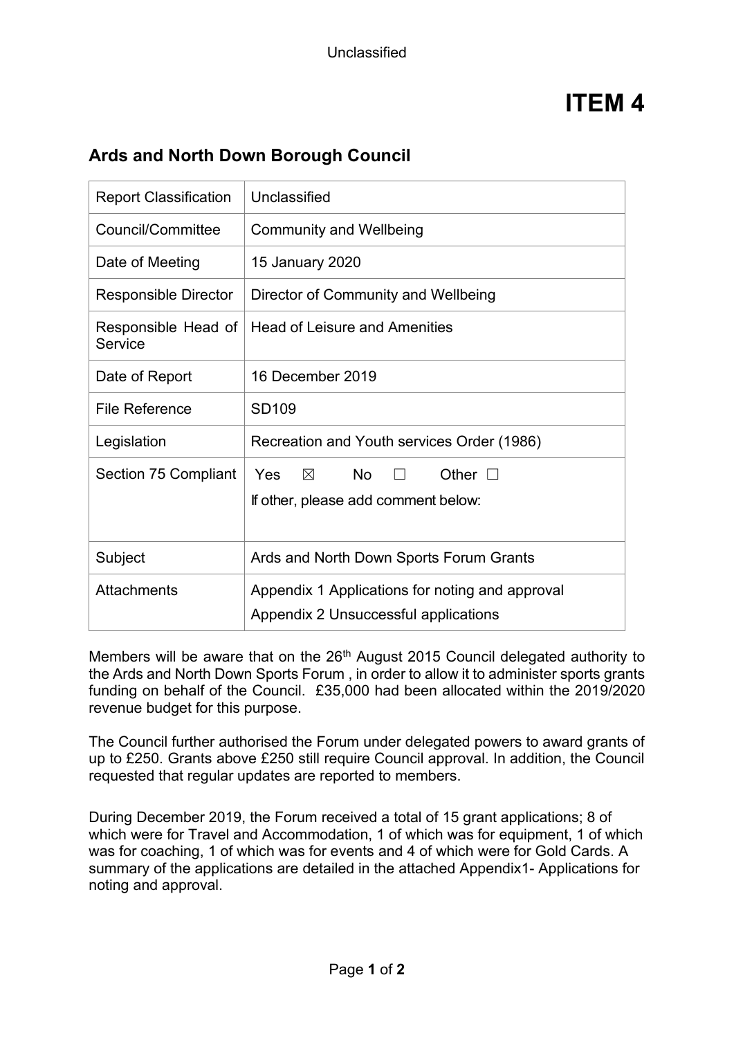Unclassified

# ITEM 4

## Ards and North Down Borough Council

| Report Classification | Unclassified |
|---|---|
| Council/Committee | Community and Wellbeing |
| Date of Meeting | 15 January 2020 |
| Responsible Director | Director of Community and Wellbeing |
| Responsible Head of Service | Head of Leisure and Amenities |
| Date of Report | 16 December 2019 |
| File Reference | SD109 |
| Legislation | Recreation and Youth services Order (1986) |
| Section 75 Compliant | Yes ☒ No ☐ Other ☐<br>If other, please add comment below: |
| Subject | Ards and North Down Sports Forum Grants |
| Attachments | Appendix 1 Applications for noting and approval<br>Appendix 2 Unsuccessful applications |

Members will be aware that on the 26th August 2015 Council delegated authority to the Ards and North Down Sports Forum , in order to allow it to administer sports grants funding on behalf of the Council. £35,000 had been allocated within the 2019/2020 revenue budget for this purpose.

The Council further authorised the Forum under delegated powers to award grants of up to £250. Grants above £250 still require Council approval. In addition, the Council requested that regular updates are reported to members.

During December 2019, the Forum received a total of 15 grant applications; 8 of which were for Travel and Accommodation, 1 of which was for equipment, 1 of which was for coaching, 1 of which was for events and 4 of which were for Gold Cards. A summary of the applications are detailed in the attached Appendix1- Applications for noting and approval.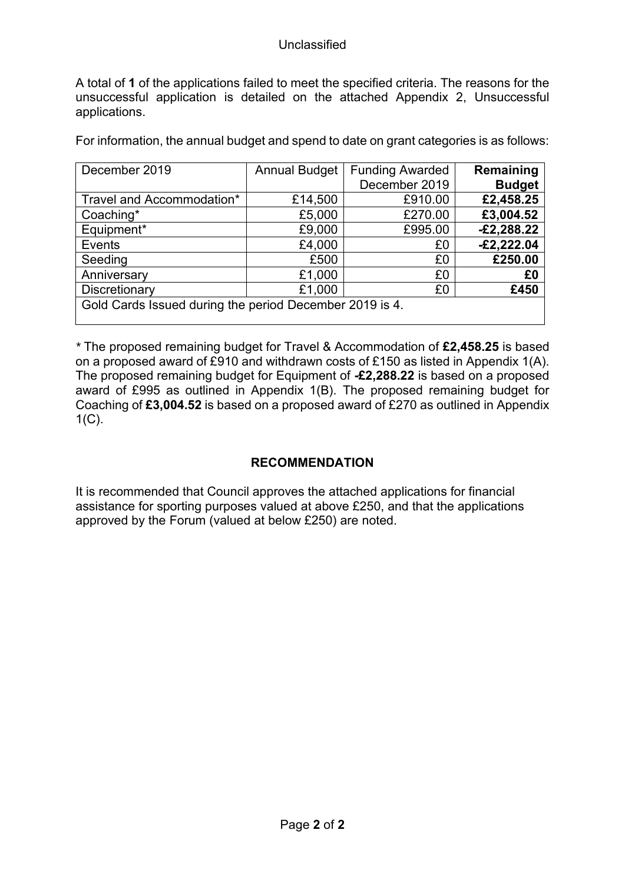A total of **1** of the applications failed to meet the specified criteria. The reasons for the unsuccessful application is detailed on the attached Appendix 2, Unsuccessful applications.

For information, the annual budget and spend to date on grant categories is as follows:

| December 2019 | Annual Budget | Funding Awarded December 2019 | **Remaining Budget** |
|---|---|---|---|
| Travel and Accommodation* | £14,500 | £910.00 | **£2,458.25** |
| Coaching* | £5,000 | £270.00 | **£3,004.52** |
| Equipment* | £9,000 | £995.00 | **-£2,288.22** |
| Events | £4,000 | £0 | **-£2,222.04** |
| Seeding | £500 | £0 | **£250.00** |
| Anniversary | £1,000 | £0 | **£0** |
| Discretionary | £1,000 | £0 | **£450** |
| Gold Cards Issued during the period December 2019 is 4. | | | |

* The proposed remaining budget for Travel & Accommodation of **£2,458.25** is based on a proposed award of £910 and withdrawn costs of £150 as listed in Appendix 1(A). The proposed remaining budget for Equipment of **-£2,288.22** is based on a proposed award of £995 as outlined in Appendix 1(B). The proposed remaining budget for Coaching of **£3,004.52** is based on a proposed award of £270 as outlined in Appendix 1(C).

## RECOMMENDATION

It is recommended that Council approves the attached applications for financial assistance for sporting purposes valued at above £250, and that the applications approved by the Forum (valued at below £250) are noted.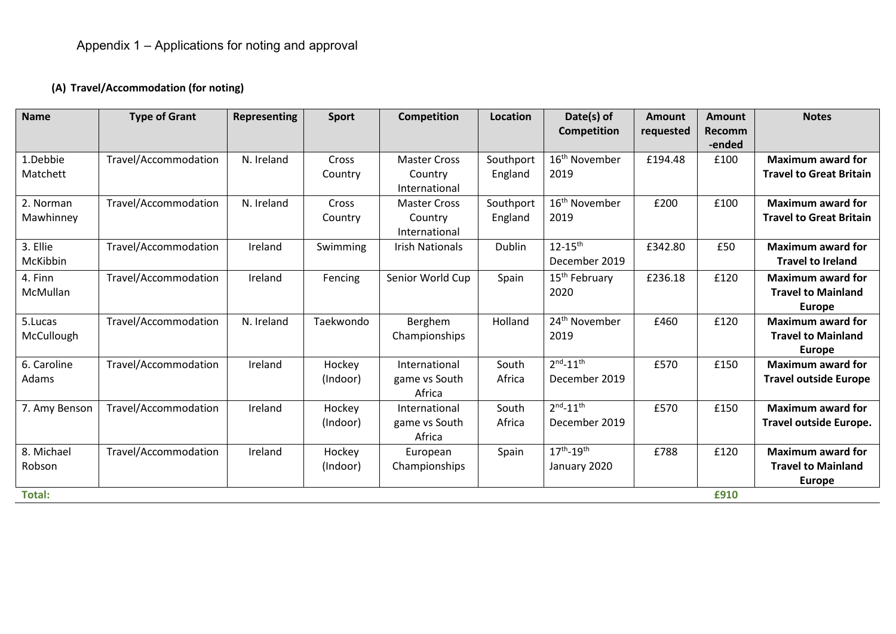Appendix 1 – Applications for noting and approval

### (A) Travel/Accommodation (for noting)

| Name | Type of Grant | Representing | Sport | Competition | Location | Date(s) of Competition | Amount requested | Amount Recomm -ended | Notes |
|---|---|---|---|---|---|---|---|---|---|
| 1.Debbie Matchett | Travel/Accommodation | N. Ireland | Cross Country | Master Cross Country International | Southport England | 16th November 2019 | £194.48 | £100 | **Maximum award for Travel to Great Britain** |
| 2. Norman Mawhinney | Travel/Accommodation | N. Ireland | Cross Country | Master Cross Country International | Southport England | 16th November 2019 | £200 | £100 | **Maximum award for Travel to Great Britain** |
| 3. Ellie McKibbin | Travel/Accommodation | Ireland | Swimming | Irish Nationals | Dublin | 12-15th December 2019 | £342.80 | £50 | **Maximum award for Travel to Ireland** |
| 4. Finn McMullan | Travel/Accommodation | Ireland | Fencing | Senior World Cup | Spain | 15th February 2020 | £236.18 | £120 | **Maximum award for Travel to Mainland Europe** |
| 5.Lucas McCullough | Travel/Accommodation | N. Ireland | Taekwondo | Berghem Championships | Holland | 24th November 2019 | £460 | £120 | **Maximum award for Travel to Mainland Europe** |
| 6. Caroline Adams | Travel/Accommodation | Ireland | Hockey (Indoor) | International game vs South Africa | South Africa | 2nd-11th December 2019 | £570 | £150 | **Maximum award for Travel outside Europe** |
| 7. Amy Benson | Travel/Accommodation | Ireland | Hockey (Indoor) | International game vs South Africa | South Africa | 2nd-11th December 2019 | £570 | £150 | **Maximum award for Travel outside Europe.** |
| 8. Michael Robson | Travel/Accommodation | Ireland | Hockey (Indoor) | European Championships | Spain | 17th-19th January 2020 | £788 | £120 | **Maximum award for Travel to Mainland Europe** |
| **Total:** | | | | | | | | **£910** | |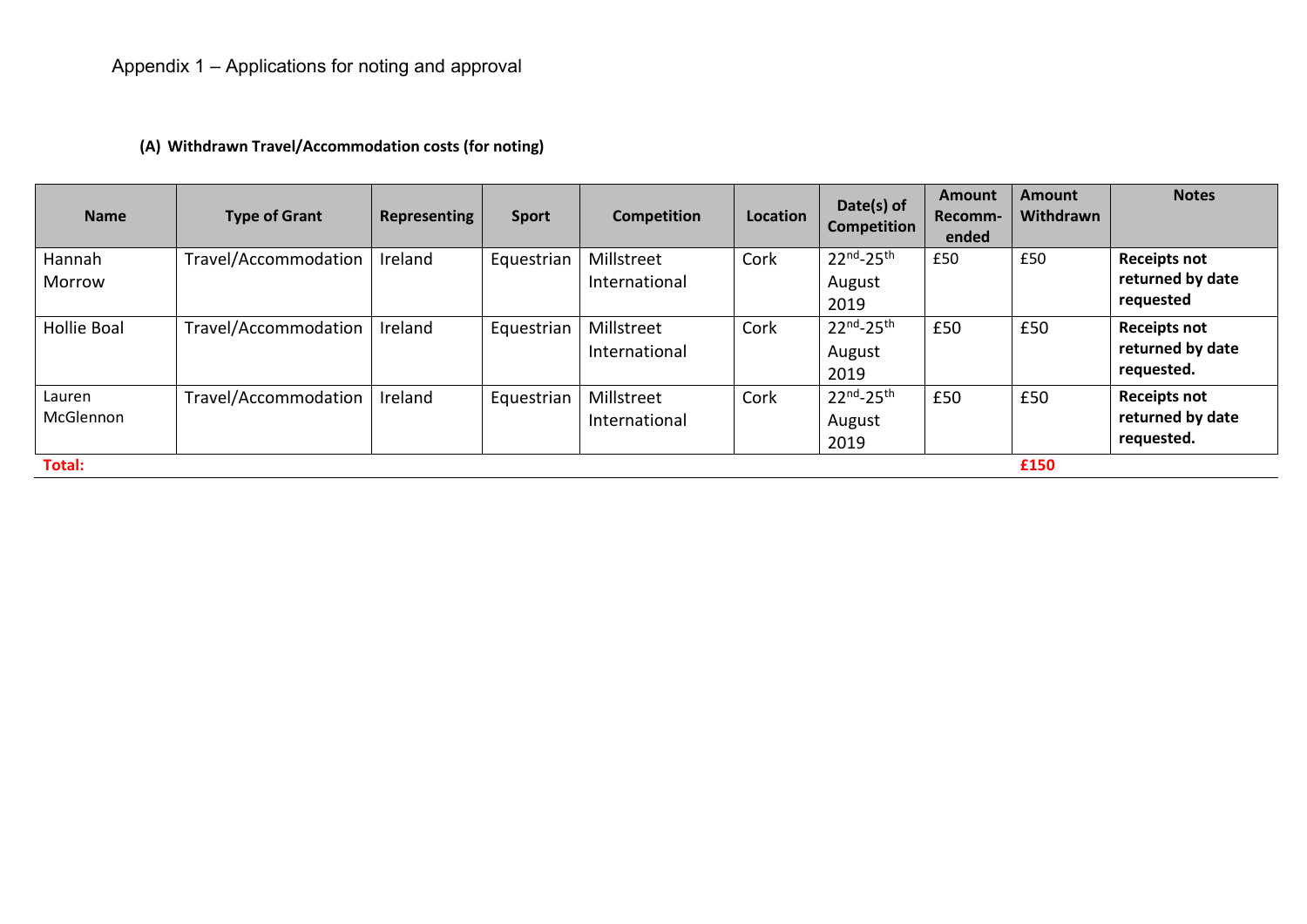Appendix 1 – Applications for noting and approval

**(A) Withdrawn Travel/Accommodation costs (for noting)**

| Name | Type of Grant | Representing | Sport | Competition | Location | Date(s) of Competition | Amount Recomm-ended | Amount Withdrawn | Notes |
|---|---|---|---|---|---|---|---|---|---|
| Hannah Morrow | Travel/Accommodation | Ireland | Equestrian | Millstreet International | Cork | 22nd-25th August 2019 | £50 | £50 | **Receipts not returned by date requested** |
| Hollie Boal | Travel/Accommodation | Ireland | Equestrian | Millstreet International | Cork | 22nd-25th August 2019 | £50 | £50 | **Receipts not returned by date requested.** |
| Lauren McGlennon | Travel/Accommodation | Ireland | Equestrian | Millstreet International | Cork | 22nd-25th August 2019 | £50 | £50 | **Receipts not returned by date requested.** |
| **Total:** | | | | | | | | **£150** | |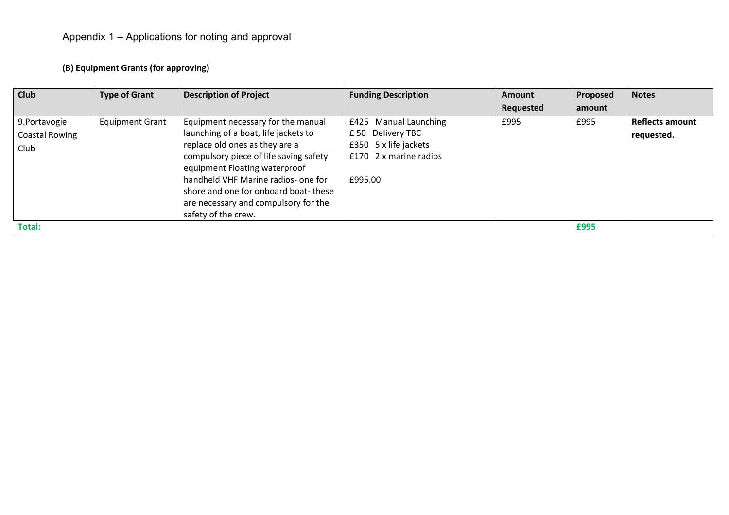Appendix 1 – Applications for noting and approval

**(B) Equipment Grants (for approving)**

| Club | Type of Grant | Description of Project | Funding Description | Amount Requested | Proposed amount | Notes |
|---|---|---|---|---|---|---|
| 9.Portavogie Coastal Rowing Club | Equipment Grant | Equipment necessary for the manual launching of a boat, life jackets to replace old ones as they are a compulsory piece of life saving safety equipment Floating waterproof handheld VHF Marine radios- one for shore and one for onboard boat- these are necessary and compulsory for the safety of the crew. | £425 Manual Launching<br>£ 50 Delivery TBC<br>£350 5 x life jackets<br>£170 2 x marine radios<br><br>£995.00 | £995 | £995 | **Reflects amount requested.** |
| **Total:** | | | | | **£995** | |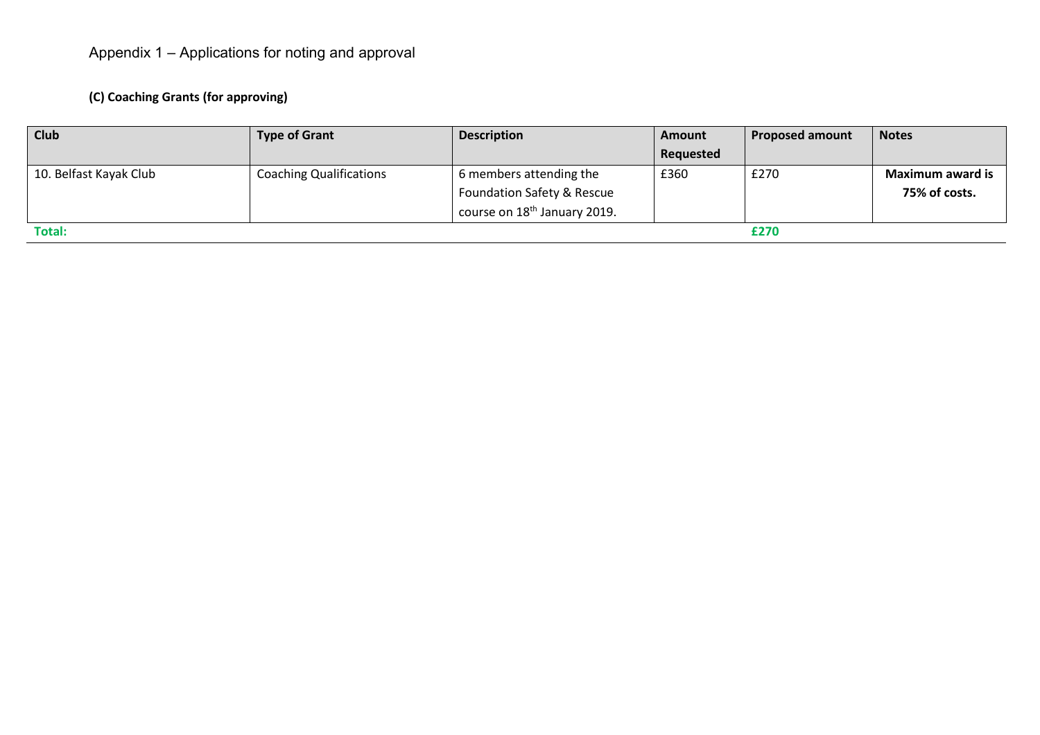Appendix 1 – Applications for noting and approval

**(C) Coaching Grants (for approving)**

| Club | Type of Grant | Description | Amount Requested | Proposed amount | Notes |
|---|---|---|---|---|---|
| 10. Belfast Kayak Club | Coaching Qualifications | 6 members attending the Foundation Safety & Rescue course on 18th January 2019. | £360 | £270 | **Maximum award is 75% of costs.** |
| **Total:** | | | | **£270** | |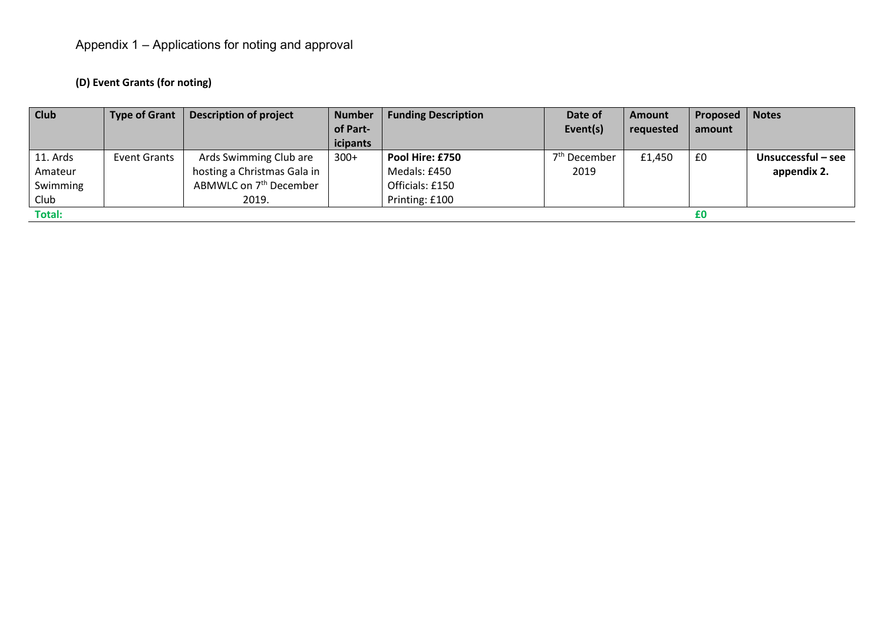Appendix 1 – Applications for noting and approval

**(D) Event Grants (for noting)**

| Club | Type of Grant | Description of project | Number of Part-icipants | Funding Description | Date of Event(s) | Amount requested | Proposed amount | Notes |
|---|---|---|---|---|---|---|---|---|
| 11. Ards Amateur Swimming Club | Event Grants | Ards Swimming Club are hosting a Christmas Gala in ABMWLC on 7th December 2019. | 300+ | **Pool Hire: £750**<br>Medals: £450<br>Officials: £150<br>Printing: £100 | 7th December 2019 | £1,450 | £0 | **Unsuccessful – see appendix 2.** |
| **Total:** | | | | | | | **£0** | |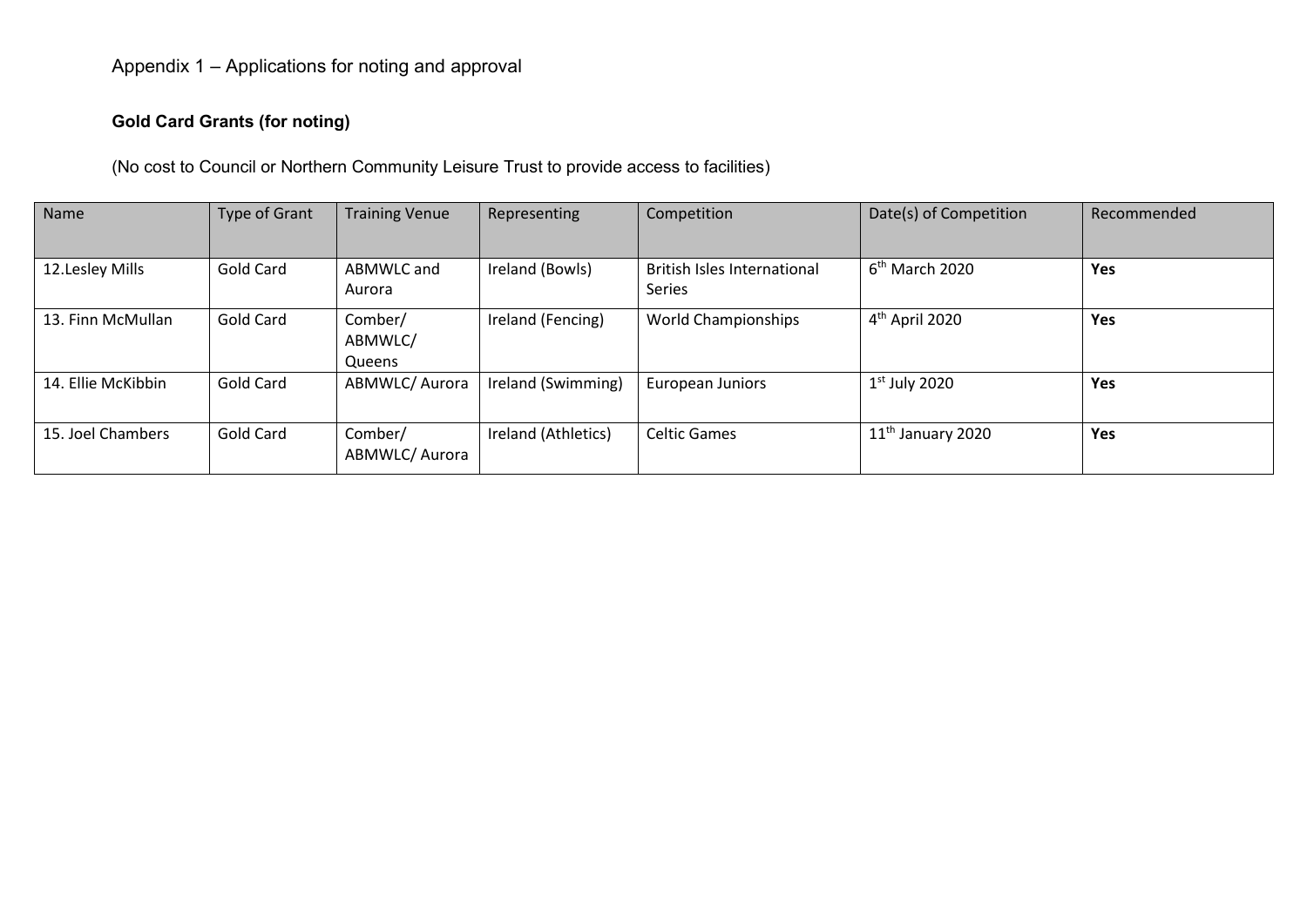Appendix 1 – Applications for noting and approval

**Gold Card Grants (for noting)**

(No cost to Council or Northern Community Leisure Trust to provide access to facilities)

| Name | Type of Grant | Training Venue | Representing | Competition | Date(s) of Competition | Recommended |
|---|---|---|---|---|---|---|
| 12.Lesley Mills | Gold Card | ABMWLC and Aurora | Ireland (Bowls) | British Isles International Series | 6th March 2020 | **Yes** |
| 13. Finn McMullan | Gold Card | Comber/ ABMWLC/ Queens | Ireland (Fencing) | World Championships | 4th April 2020 | **Yes** |
| 14. Ellie McKibbin | Gold Card | ABMWLC/ Aurora | Ireland (Swimming) | European Juniors | 1st July 2020 | **Yes** |
| 15. Joel Chambers | Gold Card | Comber/ ABMWLC/ Aurora | Ireland (Athletics) | Celtic Games | 11th January 2020 | **Yes** |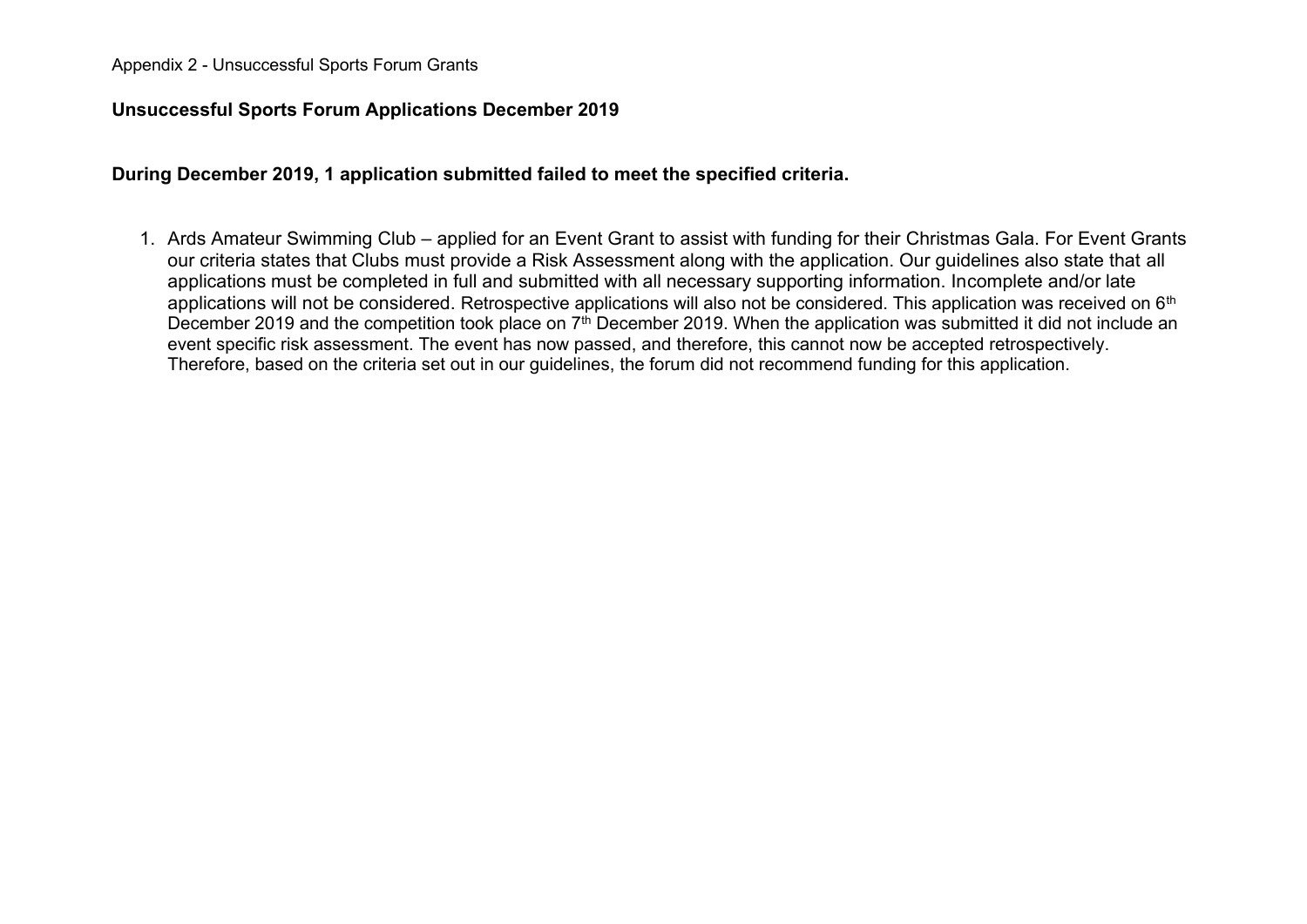Appendix 2 - Unsuccessful Sports Forum Grants

**Unsuccessful Sports Forum Applications December 2019**

**During December 2019, 1 application submitted failed to meet the specified criteria.**

1. Ards Amateur Swimming Club – applied for an Event Grant to assist with funding for their Christmas Gala. For Event Grants our criteria states that Clubs must provide a Risk Assessment along with the application. Our guidelines also state that all applications must be completed in full and submitted with all necessary supporting information. Incomplete and/or late applications will not be considered. Retrospective applications will also not be considered. This application was received on 6th December 2019 and the competition took place on 7th December 2019. When the application was submitted it did not include an event specific risk assessment. The event has now passed, and therefore, this cannot now be accepted retrospectively. Therefore, based on the criteria set out in our guidelines, the forum did not recommend funding for this application.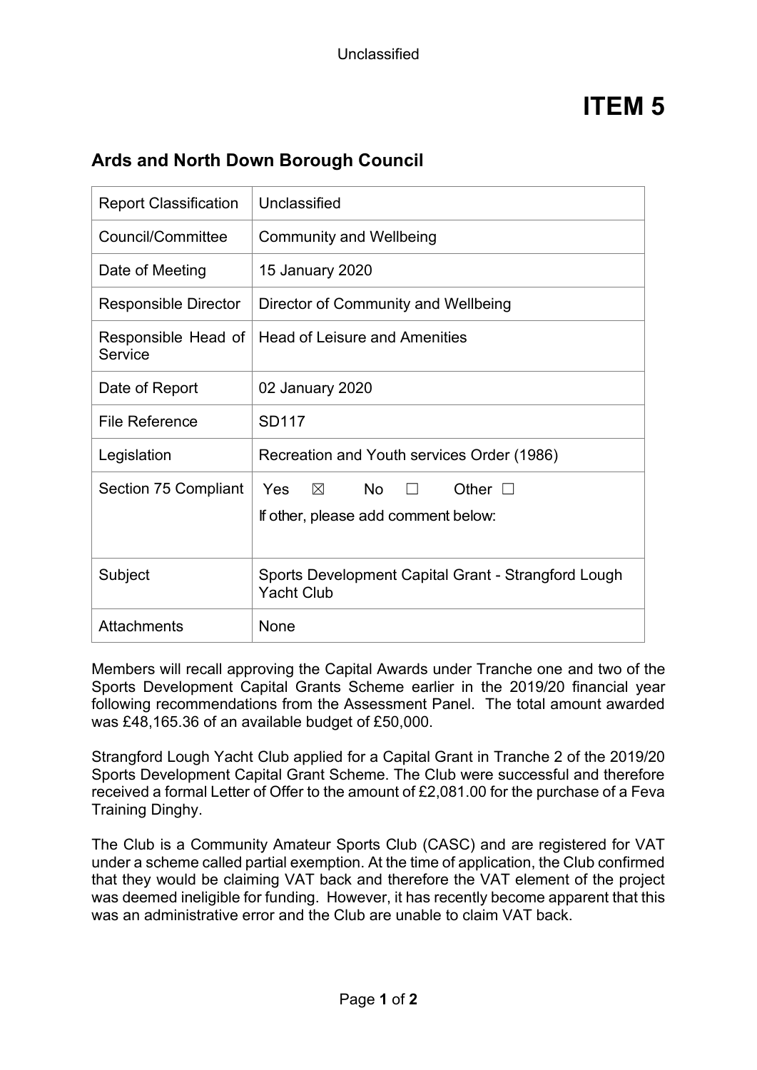Unclassified

# ITEM 5

## Ards and North Down Borough Council

| Report Classification | Unclassified |
|---|---|
| Council/Committee | Community and Wellbeing |
| Date of Meeting | 15 January 2020 |
| Responsible Director | Director of Community and Wellbeing |
| Responsible Head of Service | Head of Leisure and Amenities |
| Date of Report | 02 January 2020 |
| File Reference | SD117 |
| Legislation | Recreation and Youth services Order (1986) |
| Section 75 Compliant | Yes ☒ No ☐ Other ☐<br>If other, please add comment below: |
| Subject | Sports Development Capital Grant - Strangford Lough Yacht Club |
| Attachments | None |

Members will recall approving the Capital Awards under Tranche one and two of the Sports Development Capital Grants Scheme earlier in the 2019/20 financial year following recommendations from the Assessment Panel. The total amount awarded was £48,165.36 of an available budget of £50,000.

Strangford Lough Yacht Club applied for a Capital Grant in Tranche 2 of the 2019/20 Sports Development Capital Grant Scheme. The Club were successful and therefore received a formal Letter of Offer to the amount of £2,081.00 for the purchase of a Feva Training Dinghy.

The Club is a Community Amateur Sports Club (CASC) and are registered for VAT under a scheme called partial exemption. At the time of application, the Club confirmed that they would be claiming VAT back and therefore the VAT element of the project was deemed ineligible for funding. However, it has recently become apparent that this was an administrative error and the Club are unable to claim VAT back.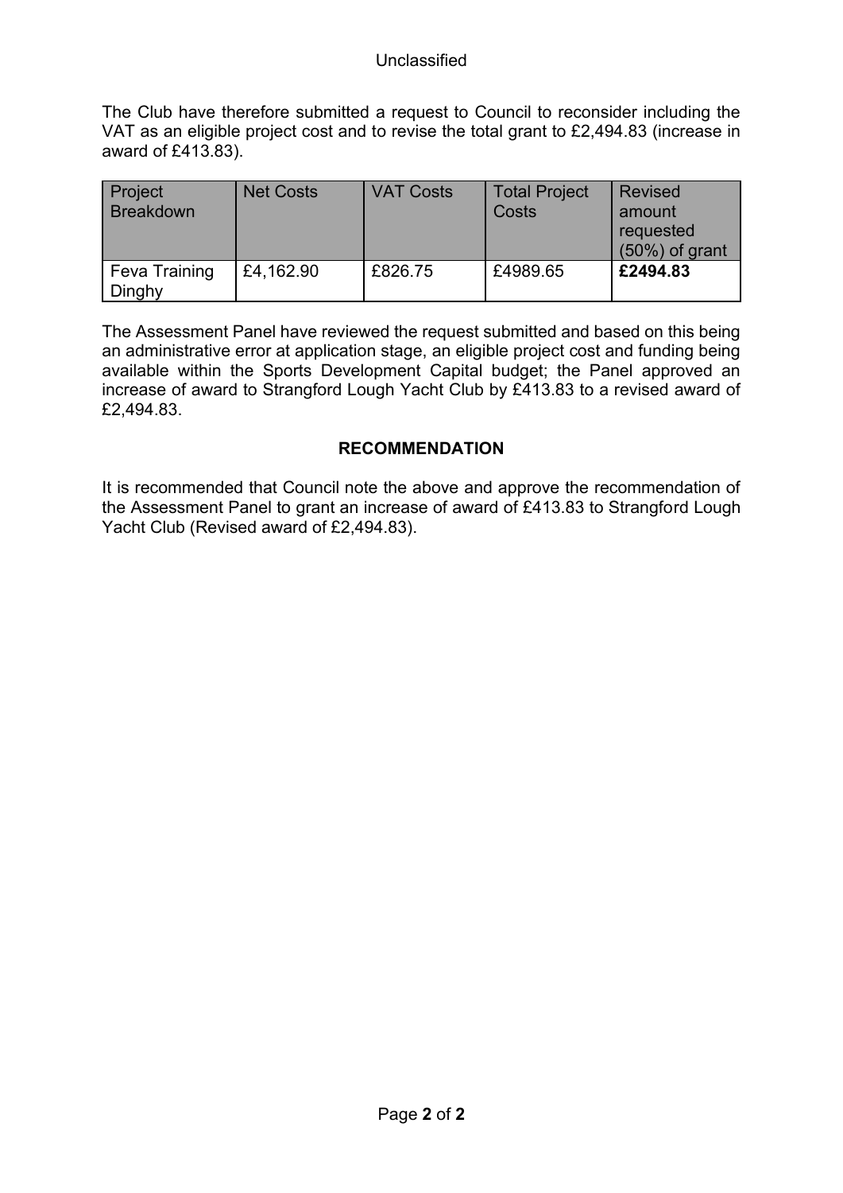The Club have therefore submitted a request to Council to reconsider including the VAT as an eligible project cost and to revise the total grant to £2,494.83 (increase in award of £413.83).

| Project Breakdown | Net Costs | VAT Costs | Total Project Costs | Revised amount requested (50%) of grant |
|---|---|---|---|---|
| Feva Training Dinghy | £4,162.90 | £826.75 | £4989.65 | **£2494.83** |

The Assessment Panel have reviewed the request submitted and based on this being an administrative error at application stage, an eligible project cost and funding being available within the Sports Development Capital budget; the Panel approved an increase of award to Strangford Lough Yacht Club by £413.83 to a revised award of £2,494.83.

**RECOMMENDATION**

It is recommended that Council note the above and approve the recommendation of the Assessment Panel to grant an increase of award of £413.83 to Strangford Lough Yacht Club (Revised award of £2,494.83).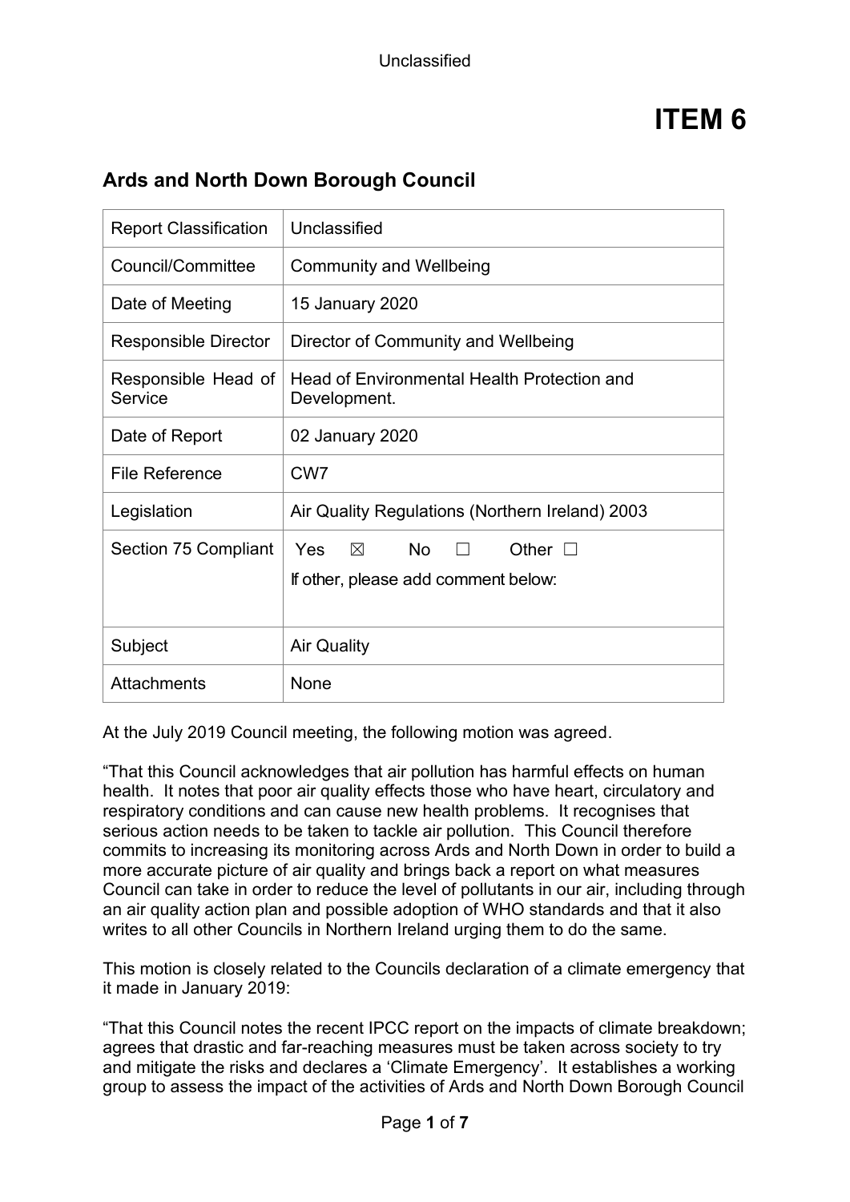Unclassified

# ITEM 6

## Ards and North Down Borough Council

| Report Classification | Unclassified |
|---|---|
| Council/Committee | Community and Wellbeing |
| Date of Meeting | 15 January 2020 |
| Responsible Director | Director of Community and Wellbeing |
| Responsible Head of Service | Head of Environmental Health Protection and Development. |
| Date of Report | 02 January 2020 |
| File Reference | CW7 |
| Legislation | Air Quality Regulations (Northern Ireland) 2003 |
| Section 75 Compliant | Yes ☒ No ☐ Other ☐<br>If other, please add comment below: |
| Subject | Air Quality |
| Attachments | None |

At the July 2019 Council meeting, the following motion was agreed.

"That this Council acknowledges that air pollution has harmful effects on human health. It notes that poor air quality effects those who have heart, circulatory and respiratory conditions and can cause new health problems. It recognises that serious action needs to be taken to tackle air pollution. This Council therefore commits to increasing its monitoring across Ards and North Down in order to build a more accurate picture of air quality and brings back a report on what measures Council can take in order to reduce the level of pollutants in our air, including through an air quality action plan and possible adoption of WHO standards and that it also writes to all other Councils in Northern Ireland urging them to do the same.

This motion is closely related to the Councils declaration of a climate emergency that it made in January 2019:

"That this Council notes the recent IPCC report on the impacts of climate breakdown; agrees that drastic and far-reaching measures must be taken across society to try and mitigate the risks and declares a 'Climate Emergency'. It establishes a working group to assess the impact of the activities of Ards and North Down Borough Council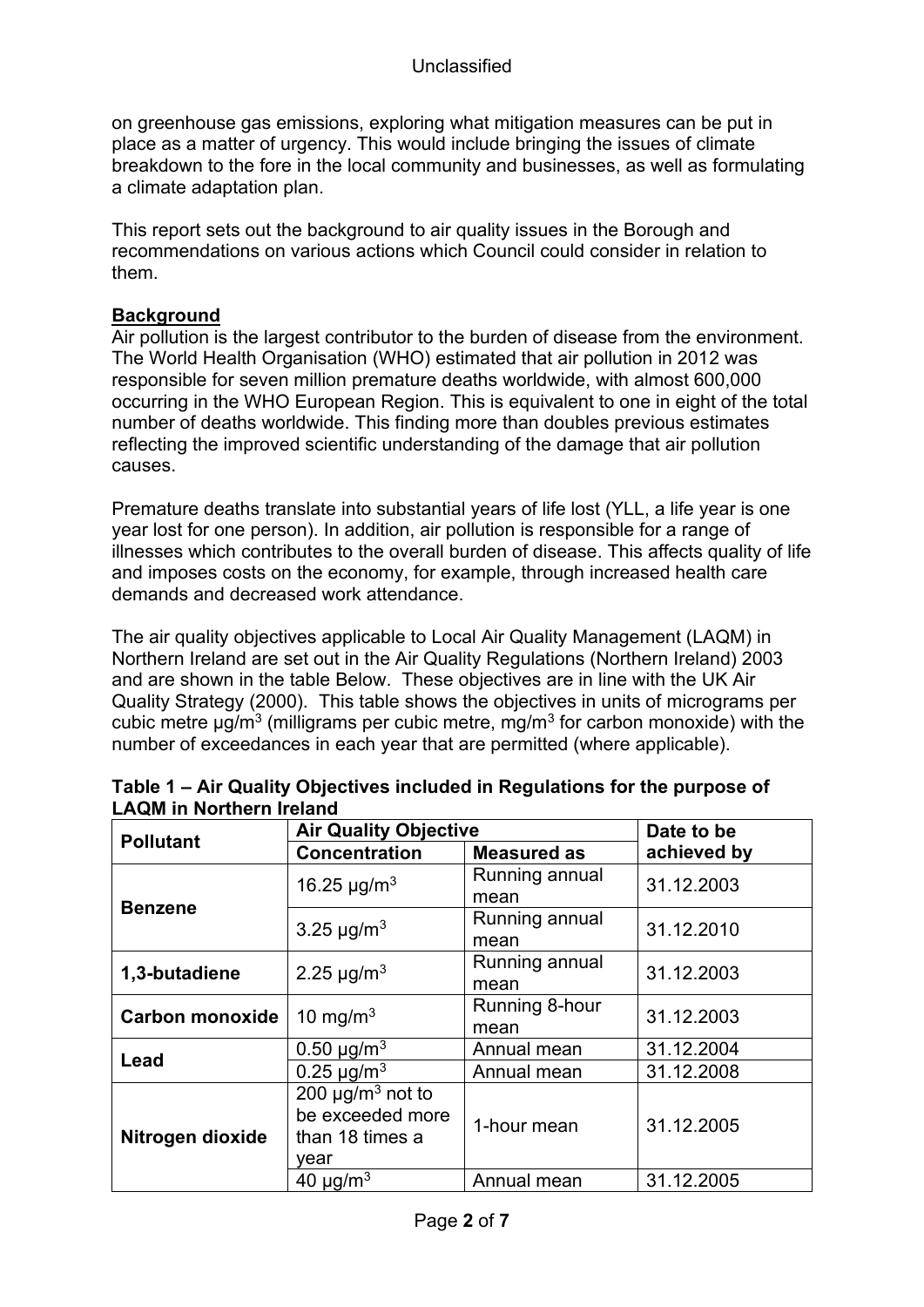on greenhouse gas emissions, exploring what mitigation measures can be put in place as a matter of urgency. This would include bringing the issues of climate breakdown to the fore in the local community and businesses, as well as formulating a climate adaptation plan.

This report sets out the background to air quality issues in the Borough and recommendations on various actions which Council could consider in relation to them.

**Background**

Air pollution is the largest contributor to the burden of disease from the environment. The World Health Organisation (WHO) estimated that air pollution in 2012 was responsible for seven million premature deaths worldwide, with almost 600,000 occurring in the WHO European Region. This is equivalent to one in eight of the total number of deaths worldwide. This finding more than doubles previous estimates reflecting the improved scientific understanding of the damage that air pollution causes.

Premature deaths translate into substantial years of life lost (YLL, a life year is one year lost for one person). In addition, air pollution is responsible for a range of illnesses which contributes to the overall burden of disease. This affects quality of life and imposes costs on the economy, for example, through increased health care demands and decreased work attendance.

The air quality objectives applicable to Local Air Quality Management (LAQM) in Northern Ireland are set out in the Air Quality Regulations (Northern Ireland) 2003 and are shown in the table Below. These objectives are in line with the UK Air Quality Strategy (2000). This table shows the objectives in units of micrograms per cubic metre µg/m$^3$ (milligrams per cubic metre, mg/m$^3$ for carbon monoxide) with the number of exceedances in each year that are permitted (where applicable).

**Table 1 – Air Quality Objectives included in Regulations for the purpose of LAQM in Northern Ireland**

| Pollutant | Air Quality Objective | | Date to be achieved by |
|---|---|---|---|
| | **Concentration** | **Measured as** | |
| **Benzene** | 16.25 µg/m$^3$ | Running annual mean | 31.12.2003 |
| | 3.25 µg/m$^3$ | Running annual mean | 31.12.2010 |
| **1,3-butadiene** | 2.25 µg/m$^3$ | Running annual mean | 31.12.2003 |
| **Carbon monoxide** | 10 mg/m$^3$ | Running 8-hour mean | 31.12.2003 |
| **Lead** | 0.50 µg/m$^3$ | Annual mean | 31.12.2004 |
| | 0.25 µg/m$^3$ | Annual mean | 31.12.2008 |
| **Nitrogen dioxide** | 200 µg/m$^3$ not to be exceeded more than 18 times a year | 1-hour mean | 31.12.2005 |
| | 40 µg/m$^3$ | Annual mean | 31.12.2005 |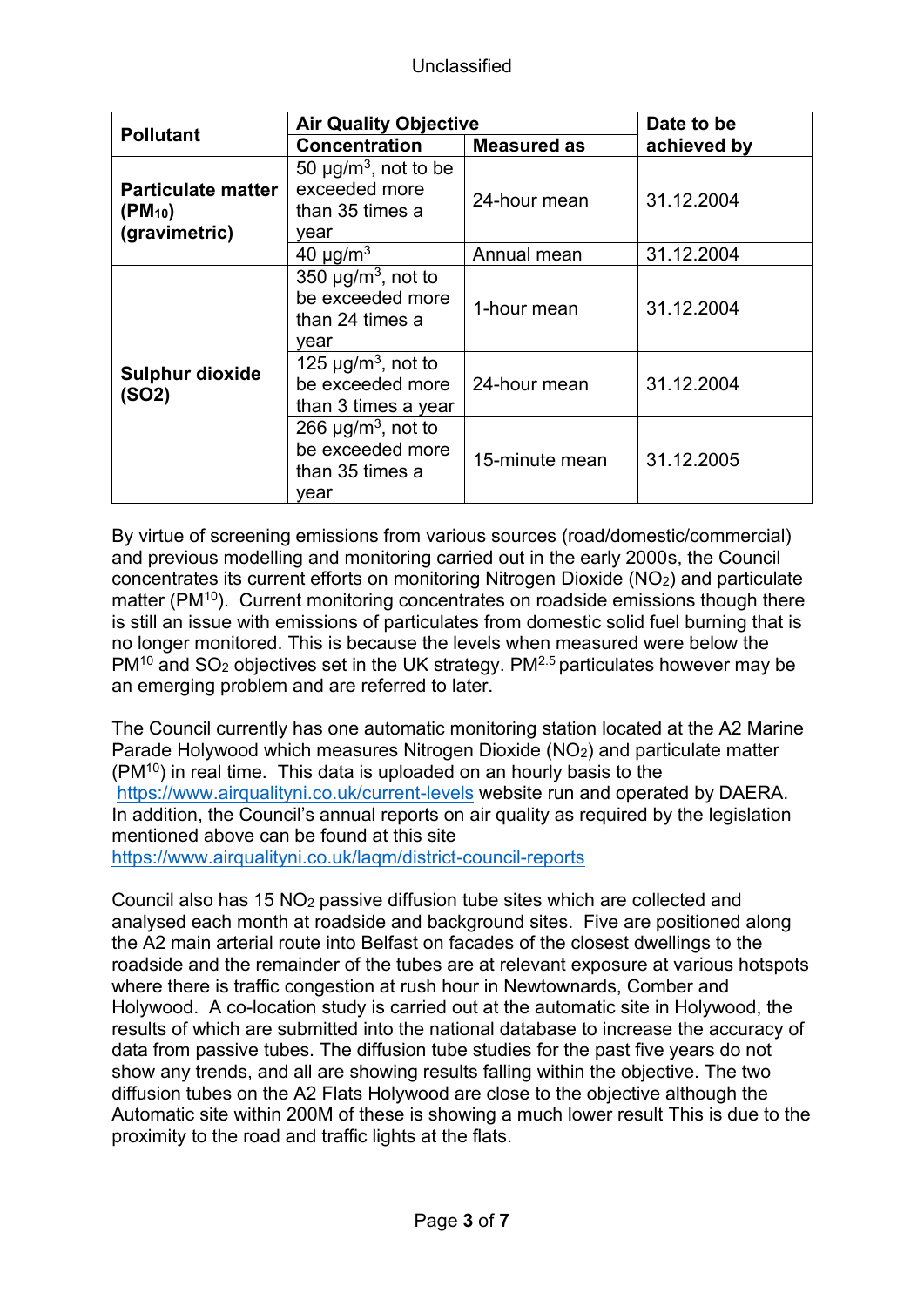| Pollutant | Air Quality Objective | | Date to be achieved by |
|---|---|---|---|
| | Concentration | Measured as | |
| **Particulate matter ($PM_{10}$) (gravimetric)** | 50 µg/m$^3$, not to be exceeded more than 35 times a year | 24-hour mean | 31.12.2004 |
| | 40 µg/m$^3$ | Annual mean | 31.12.2004 |
| **Sulphur dioxide (SO2)** | 350 µg/m$^3$, not to be exceeded more than 24 times a year | 1-hour mean | 31.12.2004 |
| | 125 µg/m$^3$, not to be exceeded more than 3 times a year | 24-hour mean | 31.12.2004 |
| | 266 µg/m$^3$, not to be exceeded more than 35 times a year | 15-minute mean | 31.12.2005 |

By virtue of screening emissions from various sources (road/domestic/commercial) and previous modelling and monitoring carried out in the early 2000s, the Council concentrates its current efforts on monitoring Nitrogen Dioxide ($NO_2$) and particulate matter ($PM^{10}$). Current monitoring concentrates on roadside emissions though there is still an issue with emissions of particulates from domestic solid fuel burning that is no longer monitored. This is because the levels when measured were below the $PM^{10}$ and $SO_2$ objectives set in the UK strategy. $PM^{2.5}$ particulates however may be an emerging problem and are referred to later.

The Council currently has one automatic monitoring station located at the A2 Marine Parade Holywood which measures Nitrogen Dioxide ($NO_2$) and particulate matter ($PM^{10}$) in real time. This data is uploaded on an hourly basis to the https://www.airqualityni.co.uk/current-levels website run and operated by DAERA. In addition, the Council's annual reports on air quality as required by the legislation mentioned above can be found at this site https://www.airqualityni.co.uk/laqm/district-council-reports

Council also has 15 $NO_2$ passive diffusion tube sites which are collected and analysed each month at roadside and background sites. Five are positioned along the A2 main arterial route into Belfast on facades of the closest dwellings to the roadside and the remainder of the tubes are at relevant exposure at various hotspots where there is traffic congestion at rush hour in Newtownards, Comber and Holywood. A co-location study is carried out at the automatic site in Holywood, the results of which are submitted into the national database to increase the accuracy of data from passive tubes. The diffusion tube studies for the past five years do not show any trends, and all are showing results falling within the objective. The two diffusion tubes on the A2 Flats Holywood are close to the objective although the Automatic site within 200M of these is showing a much lower result This is due to the proximity to the road and traffic lights at the flats.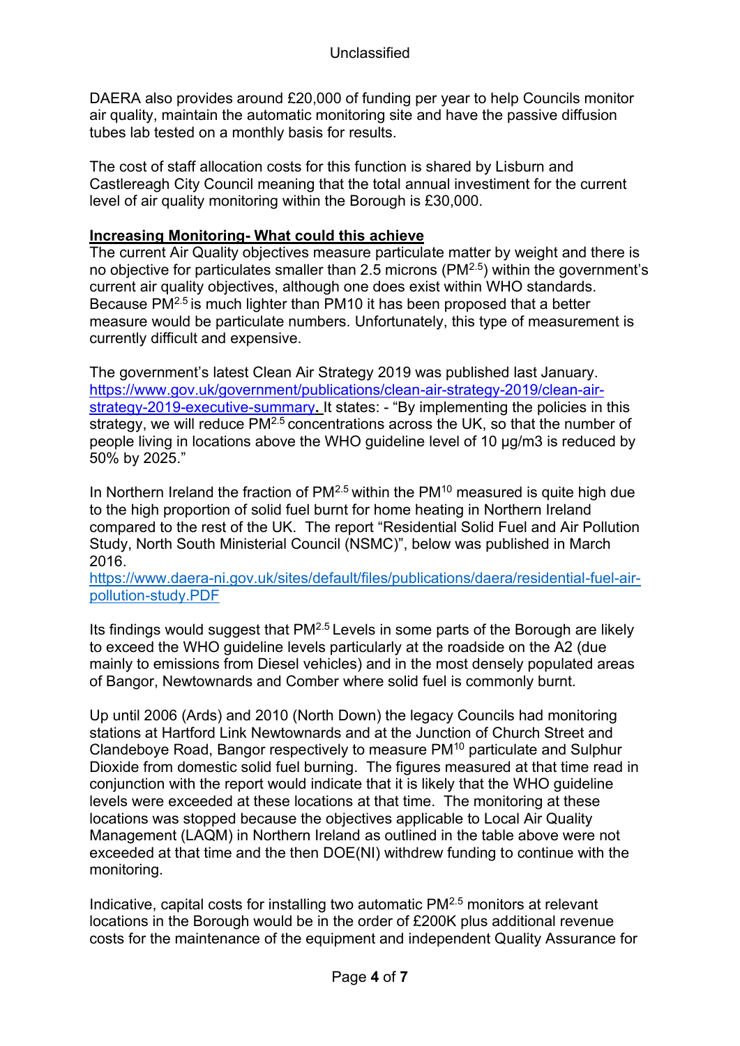DAERA also provides around £20,000 of funding per year to help Councils monitor air quality, maintain the automatic monitoring site and have the passive diffusion tubes lab tested on a monthly basis for results.

The cost of staff allocation costs for this function is shared by Lisburn and Castlereagh City Council meaning that the total annual investiment for the current level of air quality monitoring within the Borough is £30,000.

**Increasing Monitoring- What could this achieve**

The current Air Quality objectives measure particulate matter by weight and there is no objective for particulates smaller than 2.5 microns ($PM^{2.5}$) within the government's current air quality objectives, although one does exist within WHO standards. Because $PM^{2.5}$ is much lighter than PM10 it has been proposed that a better measure would be particulate numbers. Unfortunately, this type of measurement is currently difficult and expensive.

The government's latest Clean Air Strategy 2019 was published last January. [https://www.gov.uk/government/publications/clean-air-strategy-2019/clean-air-strategy-2019-executive-summary](https://www.gov.uk/government/publications/clean-air-strategy-2019/clean-air-strategy-2019-executive-summary). It states: - "By implementing the policies in this strategy, we will reduce $PM^{2.5}$ concentrations across the UK, so that the number of people living in locations above the WHO guideline level of 10 µg/m3 is reduced by 50% by 2025."

In Northern Ireland the fraction of $PM^{2.5}$ within the $PM^{10}$ measured is quite high due to the high proportion of solid fuel burnt for home heating in Northern Ireland compared to the rest of the UK. The report "Residential Solid Fuel and Air Pollution Study, North South Ministerial Council (NSMC)", below was published in March 2016.
[https://www.daera-ni.gov.uk/sites/default/files/publications/daera/residential-fuel-air-pollution-study.PDF](https://www.daera-ni.gov.uk/sites/default/files/publications/daera/residential-fuel-air-pollution-study.PDF)

Its findings would suggest that $PM^{2.5}$ Levels in some parts of the Borough are likely to exceed the WHO guideline levels particularly at the roadside on the A2 (due mainly to emissions from Diesel vehicles) and in the most densely populated areas of Bangor, Newtownards and Comber where solid fuel is commonly burnt.

Up until 2006 (Ards) and 2010 (North Down) the legacy Councils had monitoring stations at Hartford Link Newtownards and at the Junction of Church Street and Clandeboye Road, Bangor respectively to measure $PM^{10}$ particulate and Sulphur Dioxide from domestic solid fuel burning. The figures measured at that time read in conjunction with the report would indicate that it is likely that the WHO guideline levels were exceeded at these locations at that time. The monitoring at these locations was stopped because the objectives applicable to Local Air Quality Management (LAQM) in Northern Ireland as outlined in the table above were not exceeded at that time and the then DOE(NI) withdrew funding to continue with the monitoring.

Indicative, capital costs for installing two automatic $PM^{2.5}$ monitors at relevant locations in the Borough would be in the order of £200K plus additional revenue costs for the maintenance of the equipment and independent Quality Assurance for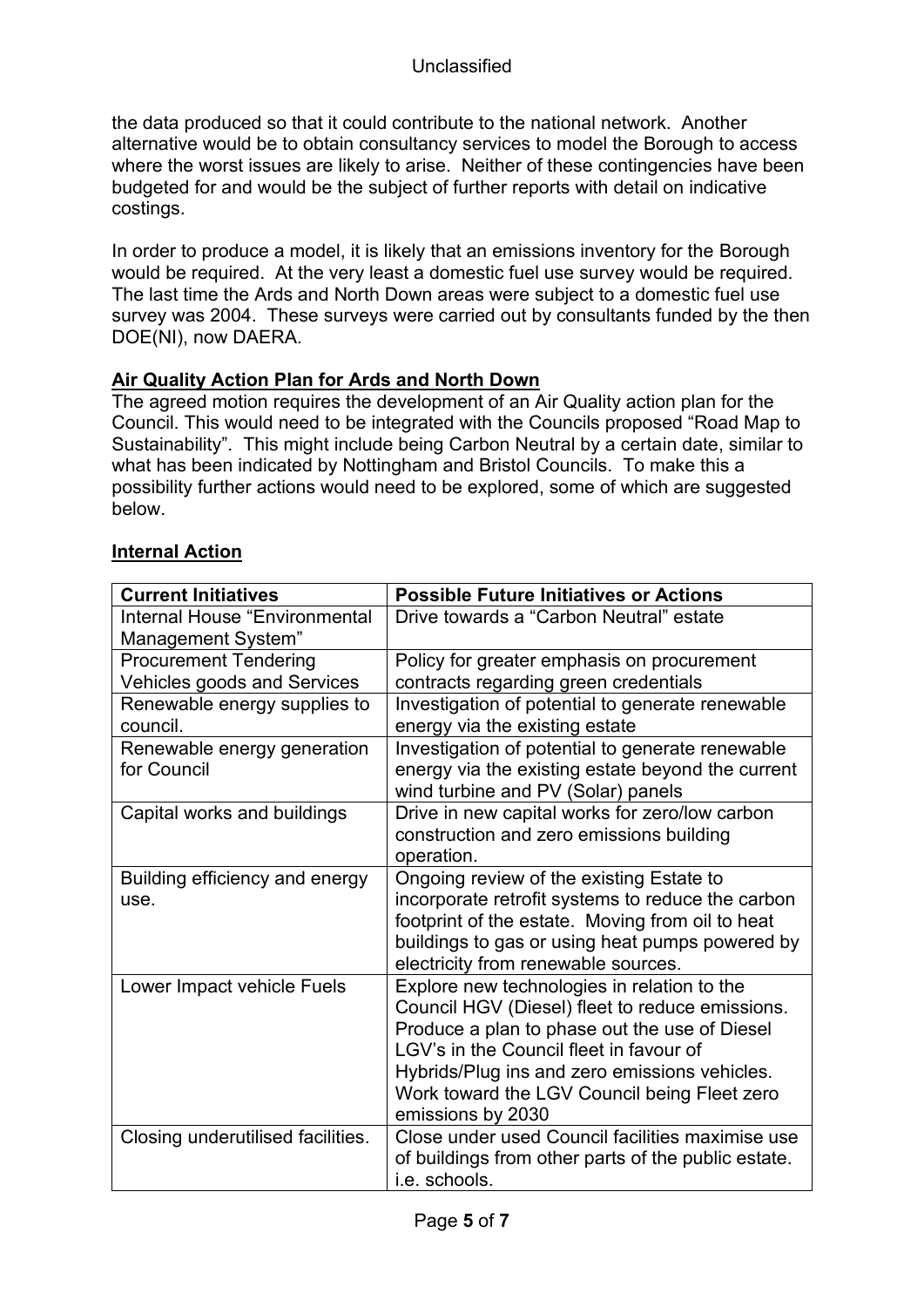the data produced so that it could contribute to the national network. Another alternative would be to obtain consultancy services to model the Borough to access where the worst issues are likely to arise. Neither of these contingencies have been budgeted for and would be the subject of further reports with detail on indicative costings.

In order to produce a model, it is likely that an emissions inventory for the Borough would be required. At the very least a domestic fuel use survey would be required. The last time the Ards and North Down areas were subject to a domestic fuel use survey was 2004. These surveys were carried out by consultants funded by the then DOE(NI), now DAERA.

**Air Quality Action Plan for Ards and North Down**

The agreed motion requires the development of an Air Quality action plan for the Council. This would need to be integrated with the Councils proposed "Road Map to Sustainability". This might include being Carbon Neutral by a certain date, similar to what has been indicated by Nottingham and Bristol Councils. To make this a possibility further actions would need to be explored, some of which are suggested below.

**Internal Action**

| Current Initiatives | Possible Future Initiatives or Actions |
|---|---|
| Internal House "Environmental Management System" | Drive towards a "Carbon Neutral" estate |
| Procurement Tendering Vehicles goods and Services | Policy for greater emphasis on procurement contracts regarding green credentials |
| Renewable energy supplies to council. | Investigation of potential to generate renewable energy via the existing estate |
| Renewable energy generation for Council | Investigation of potential to generate renewable energy via the existing estate beyond the current wind turbine and PV (Solar) panels |
| Capital works and buildings | Drive in new capital works for zero/low carbon construction and zero emissions building operation. |
| Building efficiency and energy use. | Ongoing review of the existing Estate to incorporate retrofit systems to reduce the carbon footprint of the estate. Moving from oil to heat buildings to gas or using heat pumps powered by electricity from renewable sources. |
| Lower Impact vehicle Fuels | Explore new technologies in relation to the Council HGV (Diesel) fleet to reduce emissions. Produce a plan to phase out the use of Diesel LGV's in the Council fleet in favour of Hybrids/Plug ins and zero emissions vehicles. Work toward the LGV Council being Fleet zero emissions by 2030 |
| Closing underutilised facilities. | Close under used Council facilities maximise use of buildings from other parts of the public estate. i.e. schools. |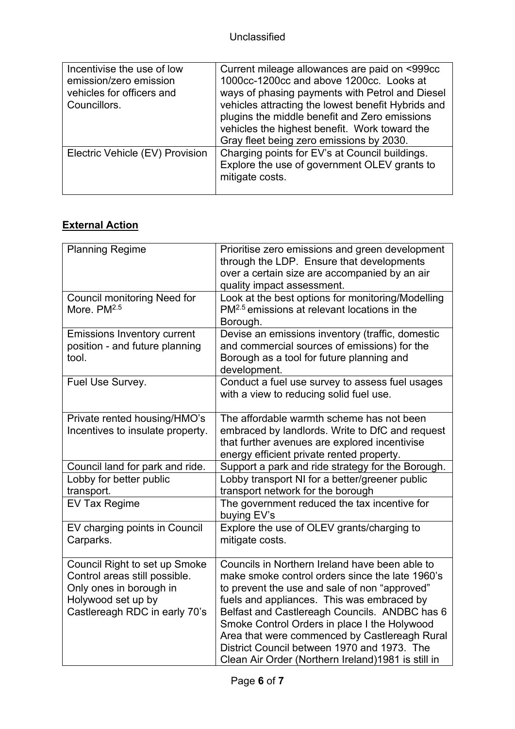| | |
|---|---|
| Incentivise the use of low emission/zero emission vehicles for officers and Councillors. | Current mileage allowances are paid on <999cc 1000cc-1200cc and above 1200cc. Looks at ways of phasing payments with Petrol and Diesel vehicles attracting the lowest benefit Hybrids and plugins the middle benefit and Zero emissions vehicles the highest benefit. Work toward the Gray fleet being zero emissions by 2030. |
| Electric Vehicle (EV) Provision | Charging points for EV's at Council buildings. Explore the use of government OLEV grants to mitigate costs. |

**External Action**

| | |
|---|---|
| Planning Regime | Prioritise zero emissions and green development through the LDP. Ensure that developments over a certain size are accompanied by an air quality impact assessment. |
| Council monitoring Need for More. $PM^{2.5}$ | Look at the best options for monitoring/Modelling $PM^{2.5}$ emissions at relevant locations in the Borough. |
| Emissions Inventory current position - and future planning tool. | Devise an emissions inventory (traffic, domestic and commercial sources of emissions) for the Borough as a tool for future planning and development. |
| Fuel Use Survey. | Conduct a fuel use survey to assess fuel usages with a view to reducing solid fuel use. |
| Private rented housing/HMO's Incentives to insulate property. | The affordable warmth scheme has not been embraced by landlords. Write to DfC and request that further avenues are explored incentivise energy efficient private rented property. |
| Council land for park and ride. | Support a park and ride strategy for the Borough. |
| Lobby for better public transport. | Lobby transport NI for a better/greener public transport network for the borough |
| EV Tax Regime | The government reduced the tax incentive for buying EV's |
| EV charging points in Council Carparks. | Explore the use of OLEV grants/charging to mitigate costs. |
| Council Right to set up Smoke Control areas still possible. Only ones in borough in Holywood set up by Castlereagh RDC in early 70's | Councils in Northern Ireland have been able to make smoke control orders since the late 1960's to prevent the use and sale of non "approved" fuels and appliances. This was embraced by Belfast and Castlereagh Councils. ANDBC has 6 Smoke Control Orders in place I the Holywood Area that were commenced by Castlereagh Rural District Council between 1970 and 1973. The Clean Air Order (Northern Ireland)1981 is still in |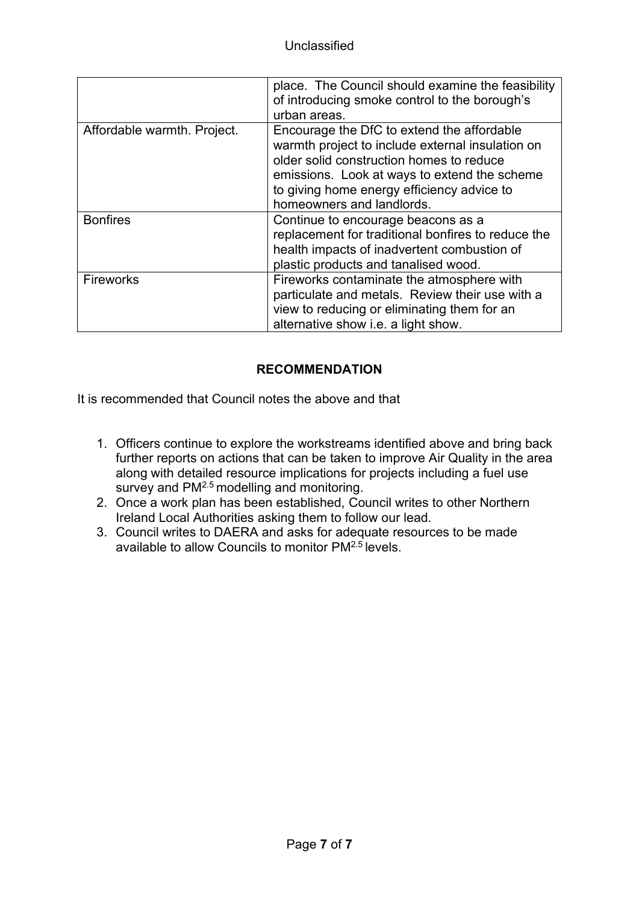| | |
|---|---|
| | place. The Council should examine the feasibility of introducing smoke control to the borough's urban areas. |
| Affordable warmth. Project. | Encourage the DfC to extend the affordable warmth project to include external insulation on older solid construction homes to reduce emissions. Look at ways to extend the scheme to giving home energy efficiency advice to homeowners and landlords. |
| Bonfires | Continue to encourage beacons as a replacement for traditional bonfires to reduce the health impacts of inadvertent combustion of plastic products and tanalised wood. |
| Fireworks | Fireworks contaminate the atmosphere with particulate and metals. Review their use with a view to reducing or eliminating them for an alternative show i.e. a light show. |

**RECOMMENDATION**

It is recommended that Council notes the above and that

1. Officers continue to explore the workstreams identified above and bring back further reports on actions that can be taken to improve Air Quality in the area along with detailed resource implications for projects including a fuel use survey and $PM^{2.5}$ modelling and monitoring.
2. Once a work plan has been established, Council writes to other Northern Ireland Local Authorities asking them to follow our lead.
3. Council writes to DAERA and asks for adequate resources to be made available to allow Councils to monitor $PM^{2.5}$ levels.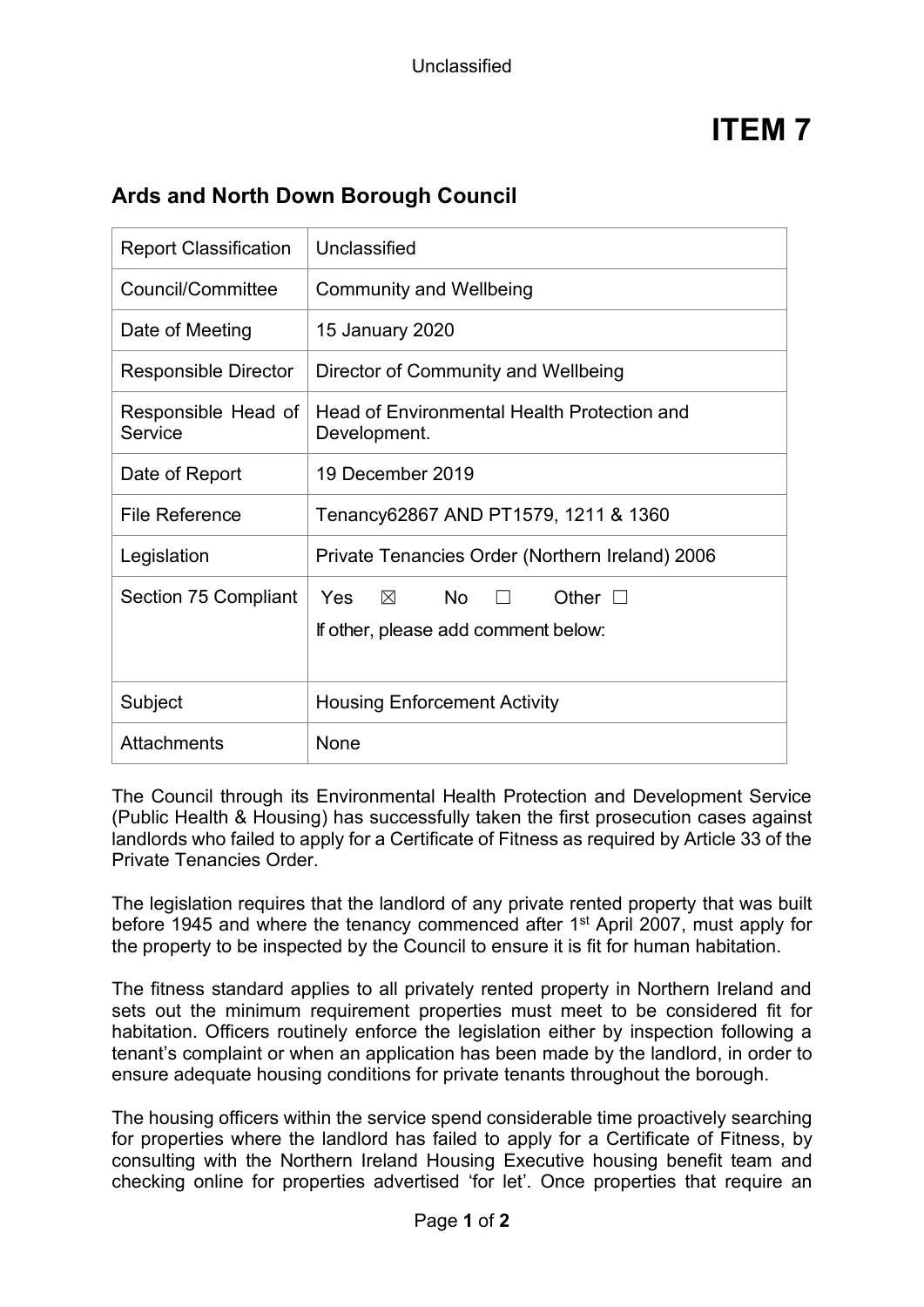# ITEM 7

## Ards and North Down Borough Council

| Report Classification | Unclassified |
|---|---|
| Council/Committee | Community and Wellbeing |
| Date of Meeting | 15 January 2020 |
| Responsible Director | Director of Community and Wellbeing |
| Responsible Head of Service | Head of Environmental Health Protection and Development. |
| Date of Report | 19 December 2019 |
| File Reference | Tenancy62867 AND PT1579, 1211 & 1360 |
| Legislation | Private Tenancies Order (Northern Ireland) 2006 |
| Section 75 Compliant | Yes ☒ No ☐ Other ☐<br>If other, please add comment below: |
| Subject | Housing Enforcement Activity |
| Attachments | None |

The Council through its Environmental Health Protection and Development Service (Public Health & Housing) has successfully taken the first prosecution cases against landlords who failed to apply for a Certificate of Fitness as required by Article 33 of the Private Tenancies Order.

The legislation requires that the landlord of any private rented property that was built before 1945 and where the tenancy commenced after 1st April 2007, must apply for the property to be inspected by the Council to ensure it is fit for human habitation.

The fitness standard applies to all privately rented property in Northern Ireland and sets out the minimum requirement properties must meet to be considered fit for habitation. Officers routinely enforce the legislation either by inspection following a tenant's complaint or when an application has been made by the landlord, in order to ensure adequate housing conditions for private tenants throughout the borough.

The housing officers within the service spend considerable time proactively searching for properties where the landlord has failed to apply for a Certificate of Fitness, by consulting with the Northern Ireland Housing Executive housing benefit team and checking online for properties advertised 'for let'. Once properties that require an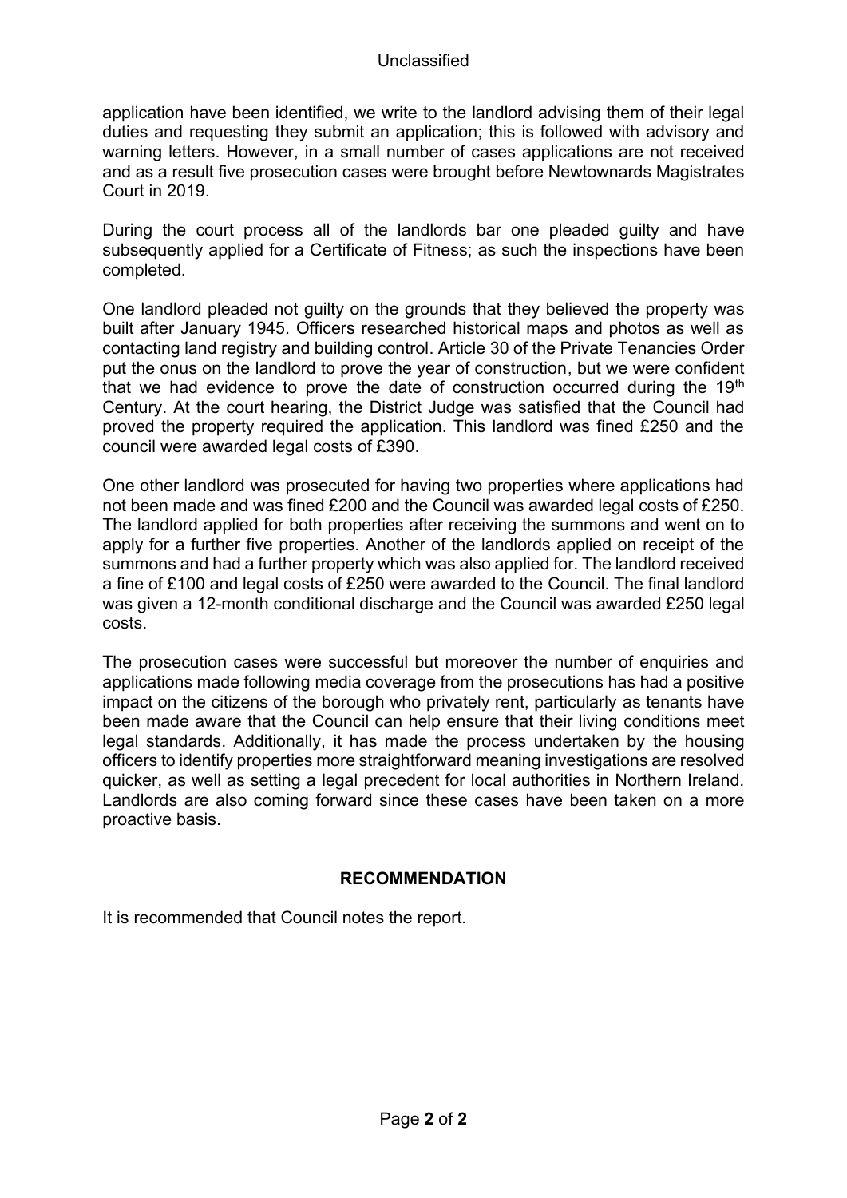application have been identified, we write to the landlord advising them of their legal duties and requesting they submit an application; this is followed with advisory and warning letters. However, in a small number of cases applications are not received and as a result five prosecution cases were brought before Newtownards Magistrates Court in 2019.

During the court process all of the landlords bar one pleaded guilty and have subsequently applied for a Certificate of Fitness; as such the inspections have been completed.

One landlord pleaded not guilty on the grounds that they believed the property was built after January 1945. Officers researched historical maps and photos as well as contacting land registry and building control. Article 30 of the Private Tenancies Order put the onus on the landlord to prove the year of construction, but we were confident that we had evidence to prove the date of construction occurred during the 19th Century. At the court hearing, the District Judge was satisfied that the Council had proved the property required the application. This landlord was fined £250 and the council were awarded legal costs of £390.

One other landlord was prosecuted for having two properties where applications had not been made and was fined £200 and the Council was awarded legal costs of £250. The landlord applied for both properties after receiving the summons and went on to apply for a further five properties. Another of the landlords applied on receipt of the summons and had a further property which was also applied for. The landlord received a fine of £100 and legal costs of £250 were awarded to the Council. The final landlord was given a 12-month conditional discharge and the Council was awarded £250 legal costs.

The prosecution cases were successful but moreover the number of enquiries and applications made following media coverage from the prosecutions has had a positive impact on the citizens of the borough who privately rent, particularly as tenants have been made aware that the Council can help ensure that their living conditions meet legal standards. Additionally, it has made the process undertaken by the housing officers to identify properties more straightforward meaning investigations are resolved quicker, as well as setting a legal precedent for local authorities in Northern Ireland. Landlords are also coming forward since these cases have been taken on a more proactive basis.

## RECOMMENDATION

It is recommended that Council notes the report.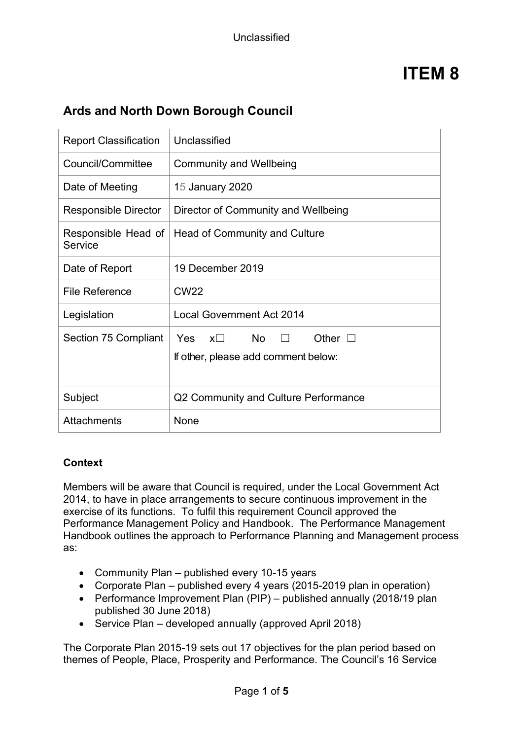Unclassified

# ITEM 8

## Ards and North Down Borough Council

| Report Classification | Unclassified |
|---|---|
| Council/Committee | Community and Wellbeing |
| Date of Meeting | 15 January 2020 |
| Responsible Director | Director of Community and Wellbeing |
| Responsible Head of Service | Head of Community and Culture |
| Date of Report | 19 December 2019 |
| File Reference | CW22 |
| Legislation | Local Government Act 2014 |
| Section 75 Compliant | Yes x☐ No ☐ Other ☐<br>If other, please add comment below: |
| Subject | Q2 Community and Culture Performance |
| Attachments | None |

**Context**

Members will be aware that Council is required, under the Local Government Act 2014, to have in place arrangements to secure continuous improvement in the exercise of its functions. To fulfil this requirement Council approved the Performance Management Policy and Handbook. The Performance Management Handbook outlines the approach to Performance Planning and Management process as:

- Community Plan – published every 10-15 years
- Corporate Plan – published every 4 years (2015-2019 plan in operation)
- Performance Improvement Plan (PIP) – published annually (2018/19 plan published 30 June 2018)
- Service Plan – developed annually (approved April 2018)

The Corporate Plan 2015-19 sets out 17 objectives for the plan period based on themes of People, Place, Prosperity and Performance. The Council's 16 Service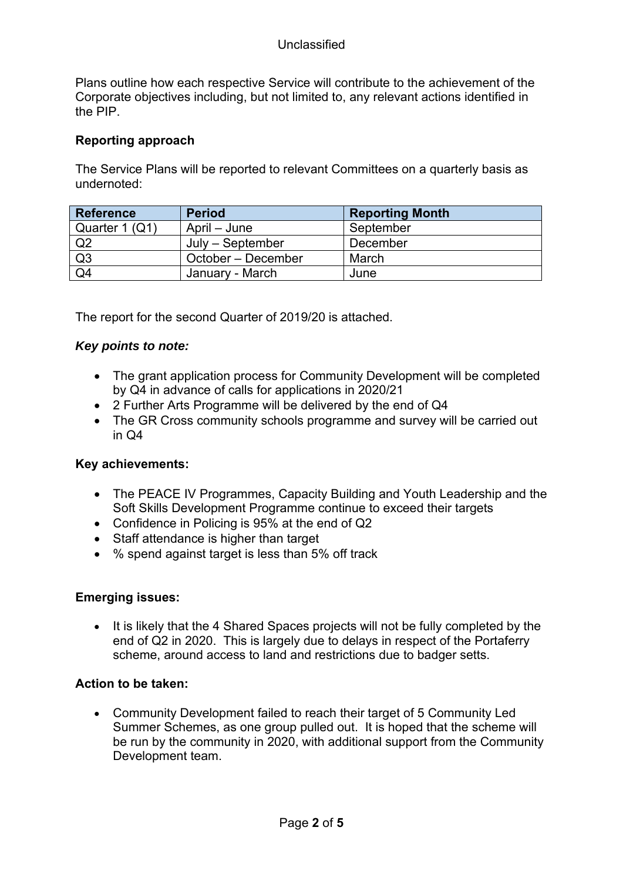Plans outline how each respective Service will contribute to the achievement of the Corporate objectives including, but not limited to, any relevant actions identified in the PIP.

**Reporting approach**

The Service Plans will be reported to relevant Committees on a quarterly basis as undernoted:

| Reference | Period | Reporting Month |
|---|---|---|
| Quarter 1 (Q1) | April – June | September |
| Q2 | July – September | December |
| Q3 | October – December | March |
| Q4 | January - March | June |

The report for the second Quarter of 2019/20 is attached.

***Key points to note:***

- The grant application process for Community Development will be completed by Q4 in advance of calls for applications in 2020/21
- 2 Further Arts Programme will be delivered by the end of Q4
- The GR Cross community schools programme and survey will be carried out in Q4

**Key achievements:**

- The PEACE IV Programmes, Capacity Building and Youth Leadership and the Soft Skills Development Programme continue to exceed their targets
- Confidence in Policing is 95% at the end of Q2
- Staff attendance is higher than target
- % spend against target is less than 5% off track

**Emerging issues:**

- It is likely that the 4 Shared Spaces projects will not be fully completed by the end of Q2 in 2020. This is largely due to delays in respect of the Portaferry scheme, around access to land and restrictions due to badger setts.

**Action to be taken:**

- Community Development failed to reach their target of 5 Community Led Summer Schemes, as one group pulled out. It is hoped that the scheme will be run by the community in 2020, with additional support from the Community Development team.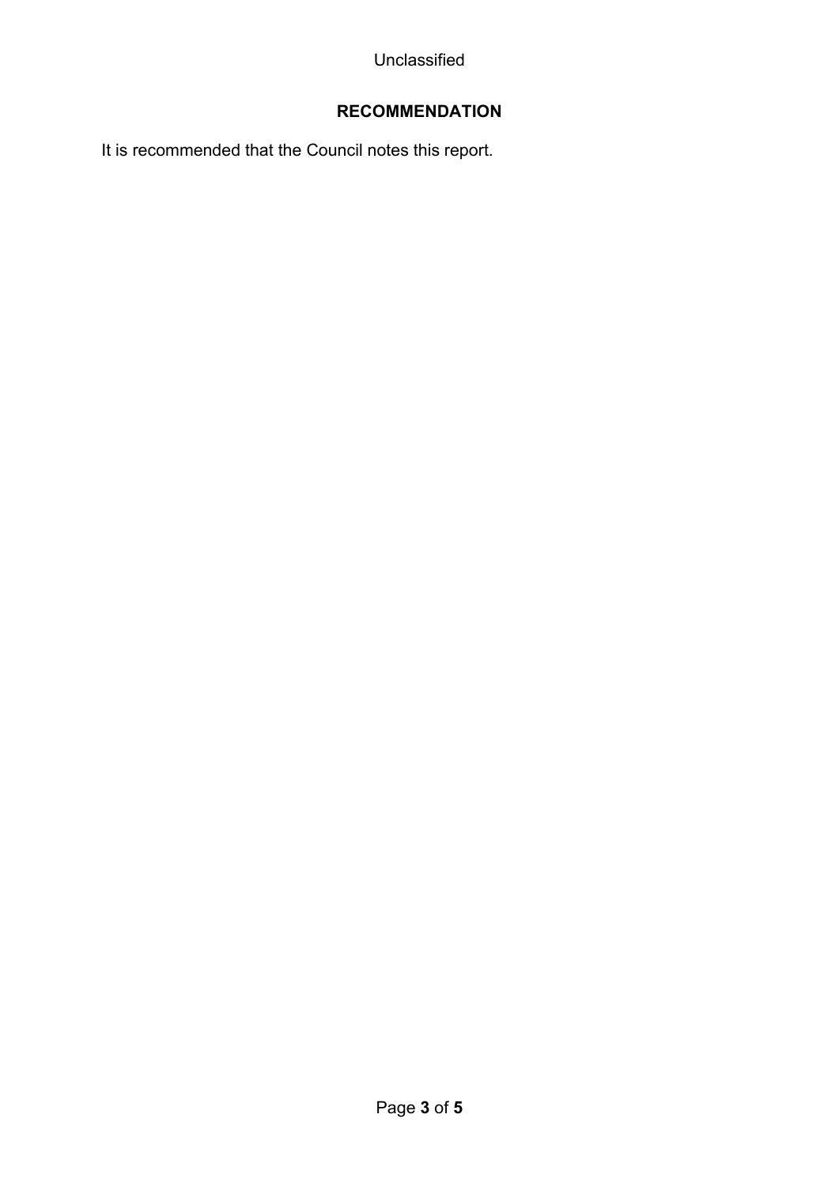## RECOMMENDATION

It is recommended that the Council notes this report.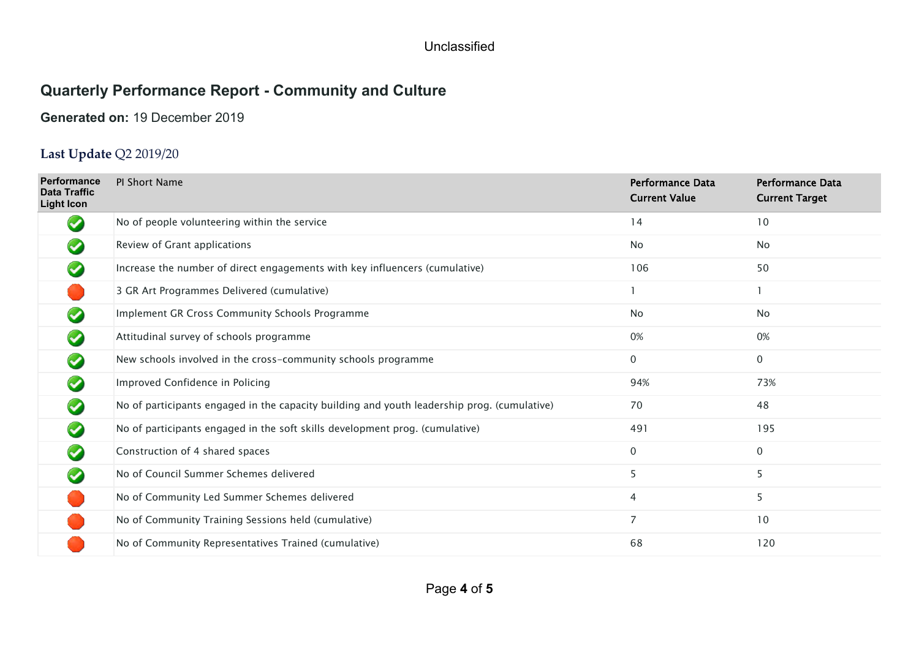## Quarterly Performance Report - Community and Culture

**Generated on:** 19 December 2019

### Last Update Q2 2019/20

| Performance Data Traffic Light Icon | PI Short Name | Performance Data Current Value | Performance Data Current Target |
|---|---|---|---|
| Green | No of people volunteering within the service | 14 | 10 |
| Green | Review of Grant applications | No | No |
| Green | Increase the number of direct engagements with key influencers (cumulative) | 106 | 50 |
| Red | 3 GR Art Programmes Delivered (cumulative) | 1 | 1 |
| Green | Implement GR Cross Community Schools Programme | No | No |
| Green | Attitudinal survey of schools programme | 0% | 0% |
| Green | New schools involved in the cross-community schools programme | 0 | 0 |
| Green | Improved Confidence in Policing | 94% | 73% |
| Green | No of participants engaged in the capacity building and youth leadership prog. (cumulative) | 70 | 48 |
| Green | No of participants engaged in the soft skills development prog. (cumulative) | 491 | 195 |
| Green | Construction of 4 shared spaces | 0 | 0 |
| Green | No of Council Summer Schemes delivered | 5 | 5 |
| Red | No of Community Led Summer Schemes delivered | 4 | 5 |
| Red | No of Community Training Sessions held (cumulative) | 7 | 10 |
| Red | No of Community Representatives Trained (cumulative) | 68 | 120 |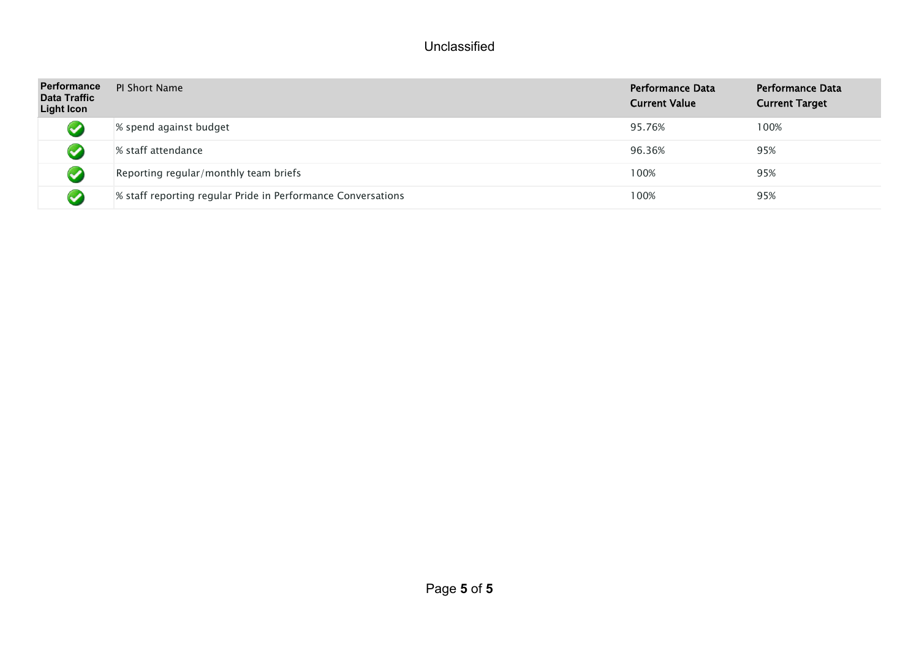Unclassified

| Performance Data Traffic Light Icon | PI Short Name | Performance Data Current Value | Performance Data Current Target |
|---|---|---|---|
| ✅ | % spend against budget | 95.76% | 100% |
| ✅ | % staff attendance | 96.36% | 95% |
| ✅ | Reporting regular/monthly team briefs | 100% | 95% |
| ✅ | % staff reporting regular Pride in Performance Conversations | 100% | 95% |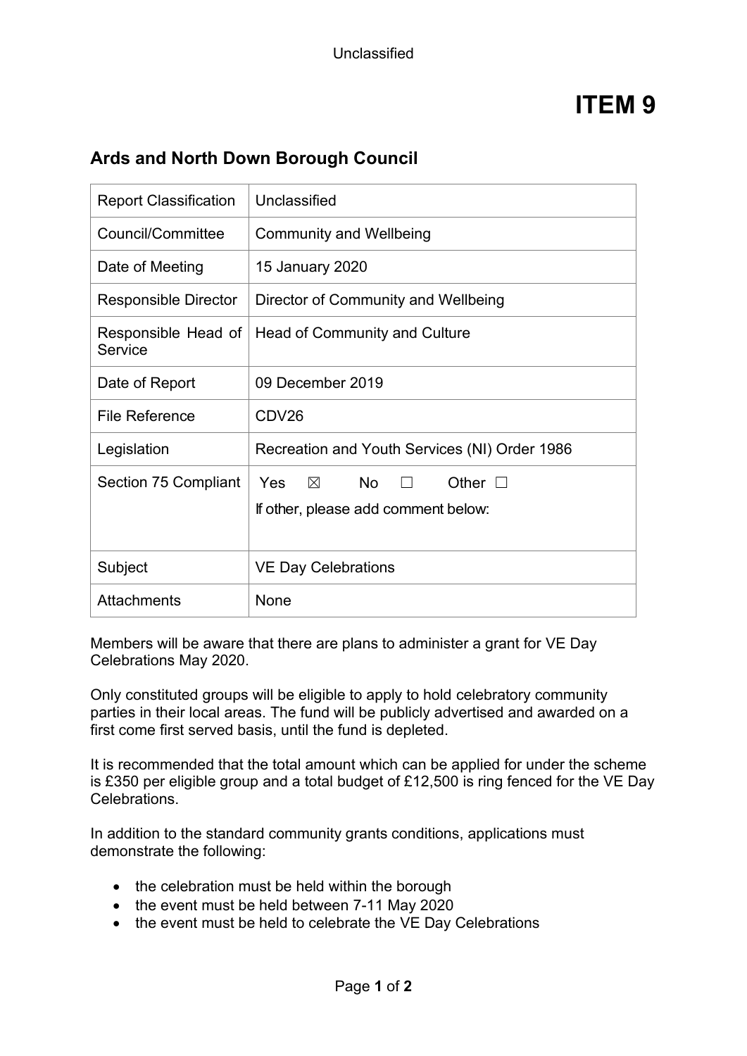# ITEM 9

## Ards and North Down Borough Council

| Report Classification | Unclassified |
|---|---|
| Council/Committee | Community and Wellbeing |
| Date of Meeting | 15 January 2020 |
| Responsible Director | Director of Community and Wellbeing |
| Responsible Head of Service | Head of Community and Culture |
| Date of Report | 09 December 2019 |
| File Reference | CDV26 |
| Legislation | Recreation and Youth Services (NI) Order 1986 |
| Section 75 Compliant | Yes ☒ No ☐ Other ☐<br>If other, please add comment below: |
| Subject | VE Day Celebrations |
| Attachments | None |

Members will be aware that there are plans to administer a grant for VE Day Celebrations May 2020.

Only constituted groups will be eligible to apply to hold celebratory community parties in their local areas. The fund will be publicly advertised and awarded on a first come first served basis, until the fund is depleted.

It is recommended that the total amount which can be applied for under the scheme is £350 per eligible group and a total budget of £12,500 is ring fenced for the VE Day Celebrations.

In addition to the standard community grants conditions, applications must demonstrate the following:

- the celebration must be held within the borough
- the event must be held between 7-11 May 2020
- the event must be held to celebrate the VE Day Celebrations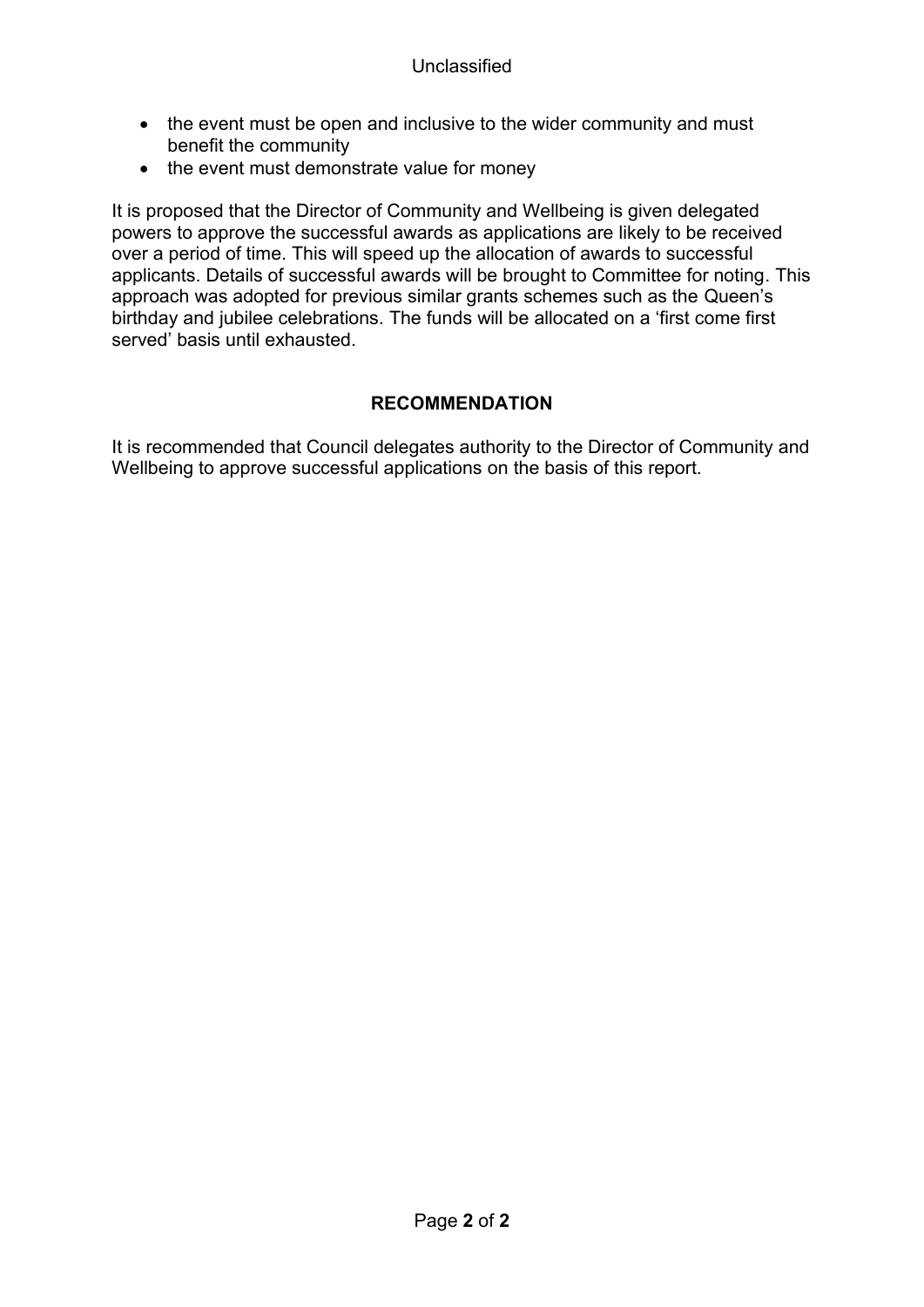- the event must be open and inclusive to the wider community and must benefit the community
- the event must demonstrate value for money

It is proposed that the Director of Community and Wellbeing is given delegated powers to approve the successful awards as applications are likely to be received over a period of time. This will speed up the allocation of awards to successful applicants. Details of successful awards will be brought to Committee for noting. This approach was adopted for previous similar grants schemes such as the Queen's birthday and jubilee celebrations. The funds will be allocated on a 'first come first served' basis until exhausted.

## RECOMMENDATION

It is recommended that Council delegates authority to the Director of Community and Wellbeing to approve successful applications on the basis of this report.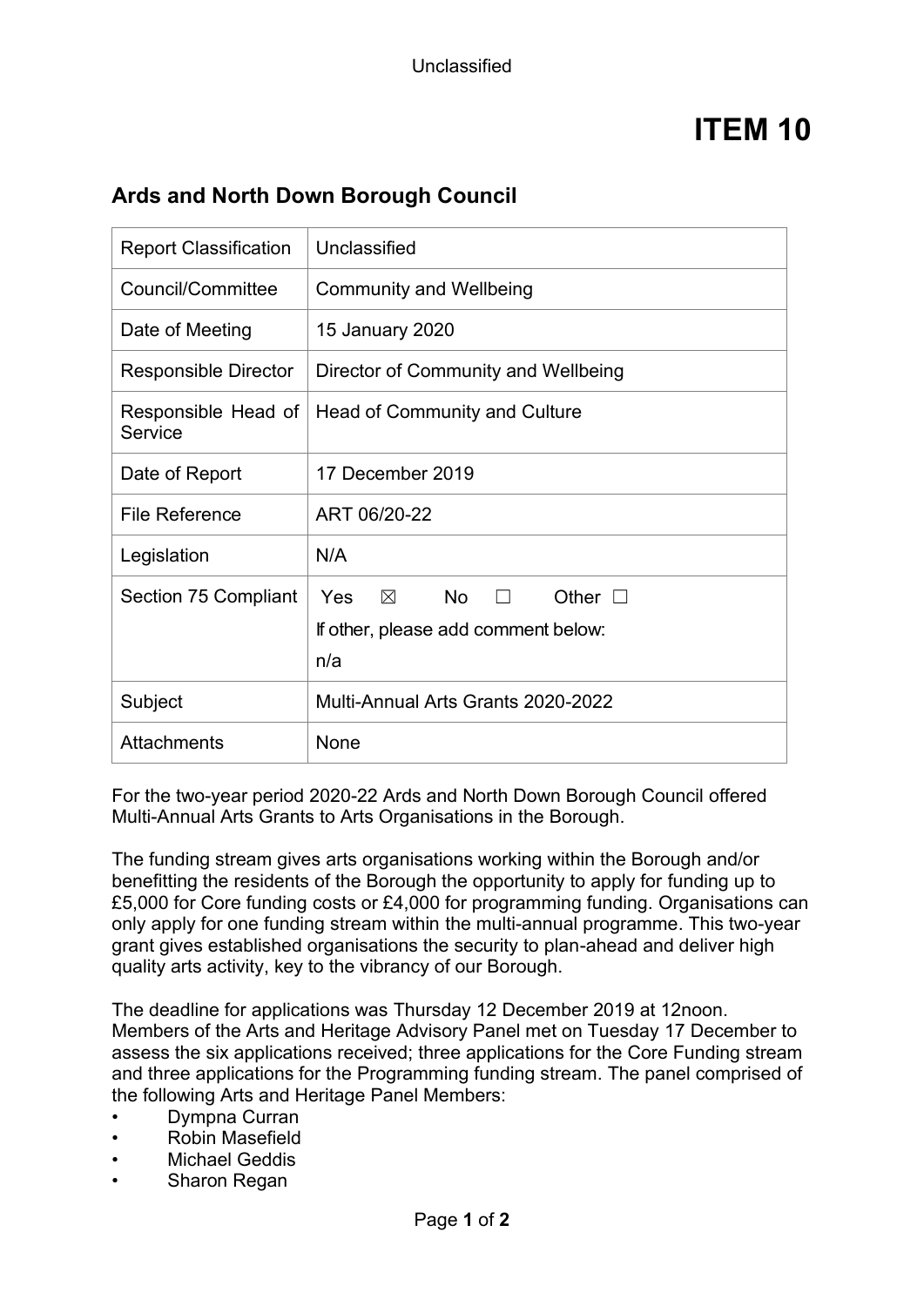# ITEM 10

## Ards and North Down Borough Council

| Report Classification | Unclassified |
| --- | --- |
| Council/Committee | Community and Wellbeing |
| Date of Meeting | 15 January 2020 |
| Responsible Director | Director of Community and Wellbeing |
| Responsible Head of Service | Head of Community and Culture |
| Date of Report | 17 December 2019 |
| File Reference | ART 06/20-22 |
| Legislation | N/A |
| Section 75 Compliant | Yes ☒ No ☐ Other ☐<br>If other, please add comment below:<br>n/a |
| Subject | Multi-Annual Arts Grants 2020-2022 |
| Attachments | None |

For the two-year period 2020-22 Ards and North Down Borough Council offered Multi-Annual Arts Grants to Arts Organisations in the Borough.

The funding stream gives arts organisations working within the Borough and/or benefitting the residents of the Borough the opportunity to apply for funding up to £5,000 for Core funding costs or £4,000 for programming funding. Organisations can only apply for one funding stream within the multi-annual programme. This two-year grant gives established organisations the security to plan-ahead and deliver high quality arts activity, key to the vibrancy of our Borough.

The deadline for applications was Thursday 12 December 2019 at 12noon. Members of the Arts and Heritage Advisory Panel met on Tuesday 17 December to assess the six applications received; three applications for the Core Funding stream and three applications for the Programming funding stream. The panel comprised of the following Arts and Heritage Panel Members:

- Dympna Curran
- Robin Masefield
- Michael Geddis
- Sharon Regan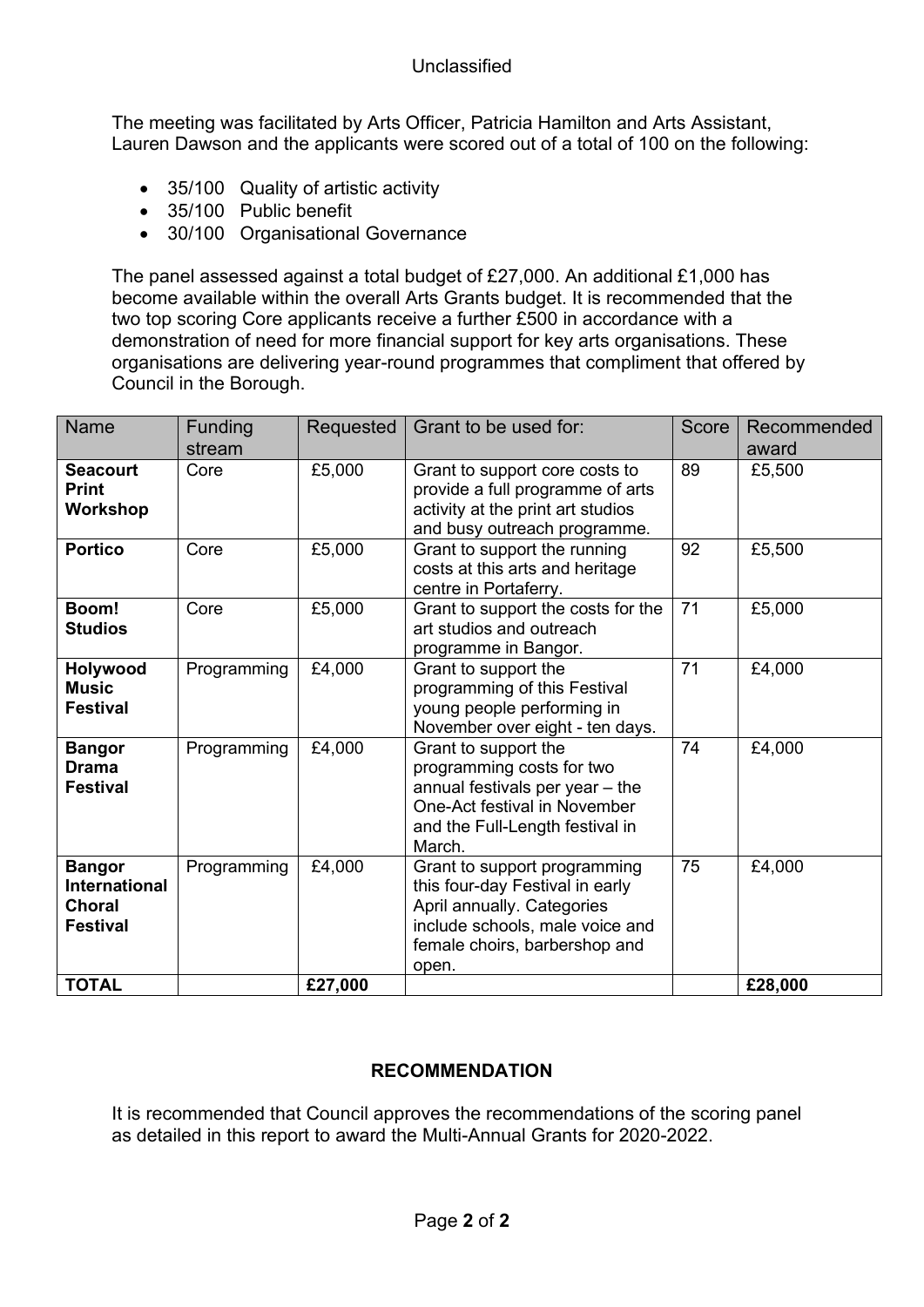The meeting was facilitated by Arts Officer, Patricia Hamilton and Arts Assistant, Lauren Dawson and the applicants were scored out of a total of 100 on the following:

- 35/100 Quality of artistic activity
- 35/100 Public benefit
- 30/100 Organisational Governance

The panel assessed against a total budget of £27,000. An additional £1,000 has become available within the overall Arts Grants budget. It is recommended that the two top scoring Core applicants receive a further £500 in accordance with a demonstration of need for more financial support for key arts organisations. These organisations are delivering year-round programmes that compliment that offered by Council in the Borough.

| Name | Funding stream | Requested | Grant to be used for: | Score | Recommended award |
|---|---|---|---|---|---|
| **Seacourt Print Workshop** | Core | £5,000 | Grant to support core costs to provide a full programme of arts activity at the print art studios and busy outreach programme. | 89 | £5,500 |
| **Portico** | Core | £5,000 | Grant to support the running costs at this arts and heritage centre in Portaferry. | 92 | £5,500 |
| **Boom! Studios** | Core | £5,000 | Grant to support the costs for the art studios and outreach programme in Bangor. | 71 | £5,000 |
| **Holywood Music Festival** | Programming | £4,000 | Grant to support the programming of this Festival young people performing in November over eight - ten days. | 71 | £4,000 |
| **Bangor Drama Festival** | Programming | £4,000 | Grant to support the programming costs for two annual festivals per year – the One-Act festival in November and the Full-Length festival in March. | 74 | £4,000 |
| **Bangor International Choral Festival** | Programming | £4,000 | Grant to support programming this four-day Festival in early April annually. Categories include schools, male voice and female choirs, barbershop and open. | 75 | £4,000 |
| **TOTAL** | | **£27,000** | | | **£28,000** |

**RECOMMENDATION**

It is recommended that Council approves the recommendations of the scoring panel as detailed in this report to award the Multi-Annual Grants for 2020-2022.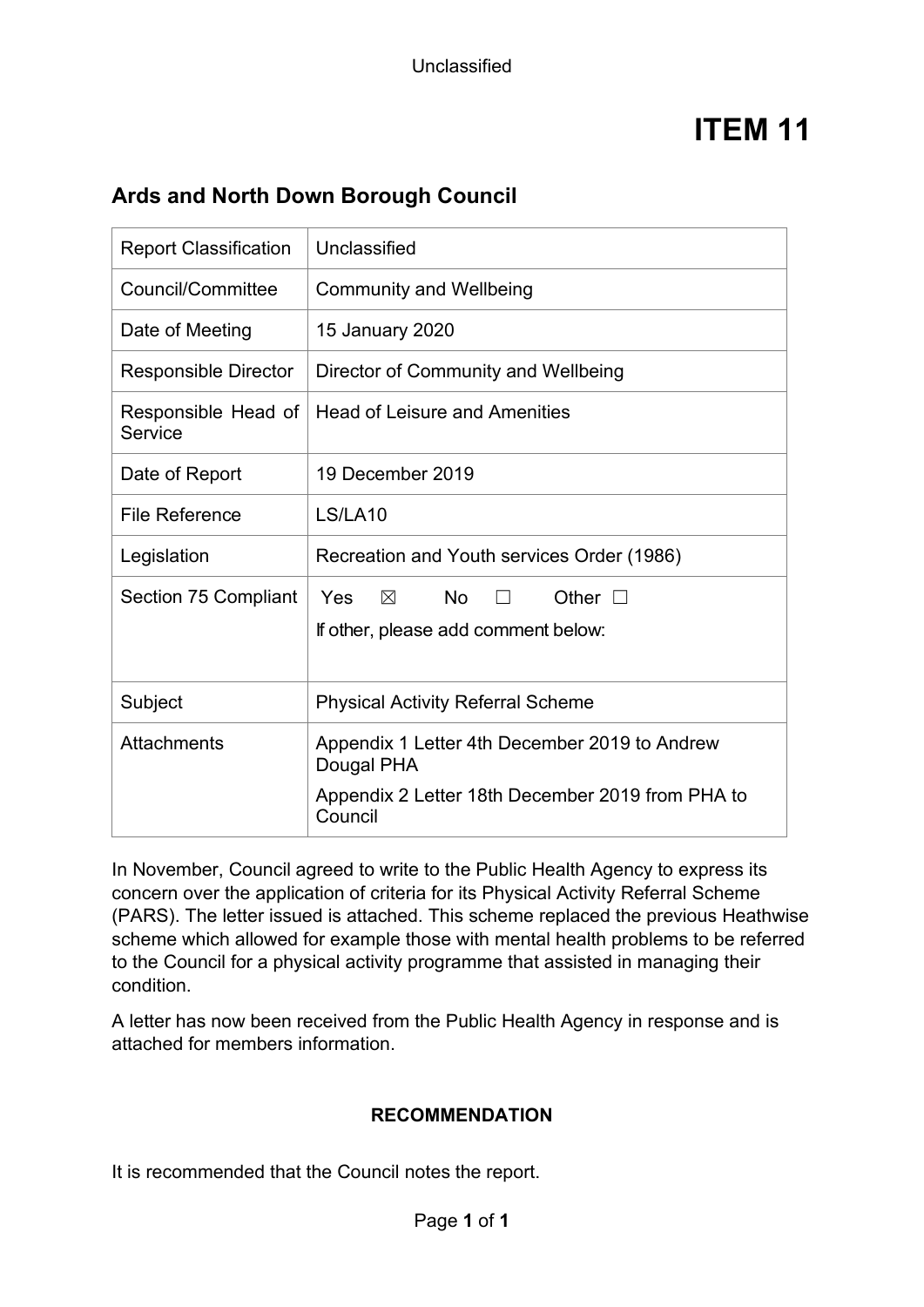Unclassified

# ITEM 11

## Ards and North Down Borough Council

| Report Classification | Unclassified |
|---|---|
| Council/Committee | Community and Wellbeing |
| Date of Meeting | 15 January 2020 |
| Responsible Director | Director of Community and Wellbeing |
| Responsible Head of Service | Head of Leisure and Amenities |
| Date of Report | 19 December 2019 |
| File Reference | LS/LA10 |
| Legislation | Recreation and Youth services Order (1986) |
| Section 75 Compliant | Yes ☒ No ☐ Other ☐<br>If other, please add comment below: |
| Subject | Physical Activity Referral Scheme |
| Attachments | Appendix 1 Letter 4th December 2019 to Andrew Dougal PHA<br>Appendix 2 Letter 18th December 2019 from PHA to Council |

In November, Council agreed to write to the Public Health Agency to express its concern over the application of criteria for its Physical Activity Referral Scheme (PARS). The letter issued is attached. This scheme replaced the previous Heathwise scheme which allowed for example those with mental health problems to be referred to the Council for a physical activity programme that assisted in managing their condition.

A letter has now been received from the Public Health Agency in response and is attached for members information.

**RECOMMENDATION**

It is recommended that the Council notes the report.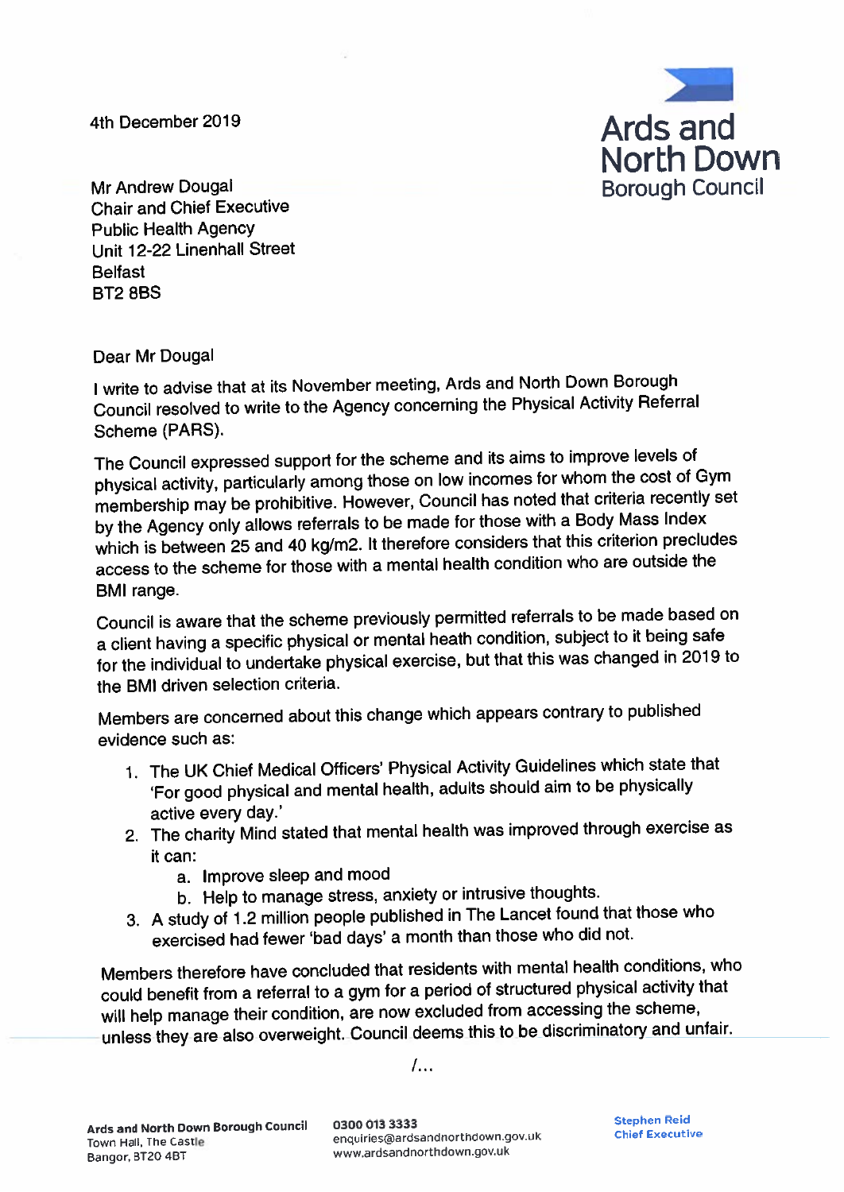4th December 2019

**Ards and North Down Borough Council**

Mr Andrew Dougal
Chair and Chief Executive
Public Health Agency
Unit 12-22 Linenhall Street
Belfast
BT2 8BS

Dear Mr Dougal

I write to advise that at its November meeting, Ards and North Down Borough Council resolved to write to the Agency concerning the Physical Activity Referral Scheme (PARS).

The Council expressed support for the scheme and its aims to improve levels of physical activity, particularly among those on low incomes for whom the cost of Gym membership may be prohibitive. However, Council has noted that criteria recently set by the Agency only allows referrals to be made for those with a Body Mass Index which is between 25 and 40 kg/m2. It therefore considers that this criterion precludes access to the scheme for those with a mental health condition who are outside the BMI range.

Council is aware that the scheme previously permitted referrals to be made based on a client having a specific physical or mental heath condition, subject to it being safe for the individual to undertake physical exercise, but that this was changed in 2019 to the BMI driven selection criteria.

Members are concerned about this change which appears contrary to published evidence such as:

1. The UK Chief Medical Officers' Physical Activity Guidelines which state that 'For good physical and mental health, adults should aim to be physically active every day.'
2. The charity Mind stated that mental health was improved through exercise as it can:
   a. Improve sleep and mood
   b. Help to manage stress, anxiety or intrusive thoughts.
3. A study of 1.2 million people published in The Lancet found that those who exercised had fewer 'bad days' a month than those who did not.

Members therefore have concluded that residents with mental health conditions, who could benefit from a referral to a gym for a period of structured physical activity that will help manage their condition, are now excluded from accessing the scheme, unless they are also overweight. Council deems this to be discriminatory and unfair.

/...

**Ards and North Down Borough Council**
Town Hall, The Castle
Bangor, BT20 4BT

0300 013 3333
enquiries@ardsandnorthdown.gov.uk
www.ardsandnorthdown.gov.uk

**Stephen Reid**
**Chief Executive**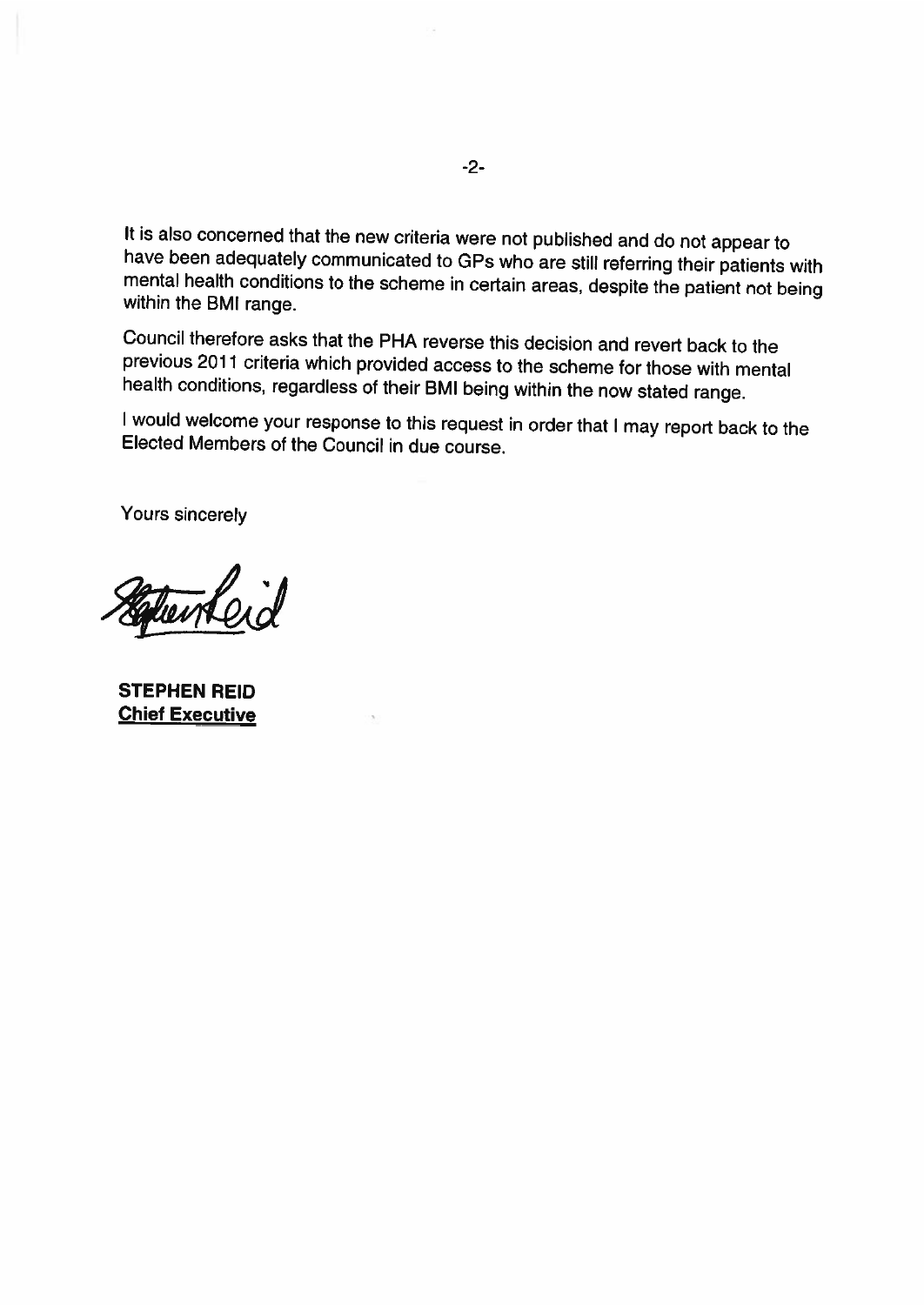It is also concerned that the new criteria were not published and do not appear to have been adequately communicated to GPs who are still referring their patients with mental health conditions to the scheme in certain areas, despite the patient not being within the BMI range.

Council therefore asks that the PHA reverse this decision and revert back to the previous 2011 criteria which provided access to the scheme for those with mental health conditions, regardless of their BMI being within the now stated range.

I would welcome your response to this request in order that I may report back to the Elected Members of the Council in due course.

Yours sincerely

**STEPHEN REID**
**Chief Executive**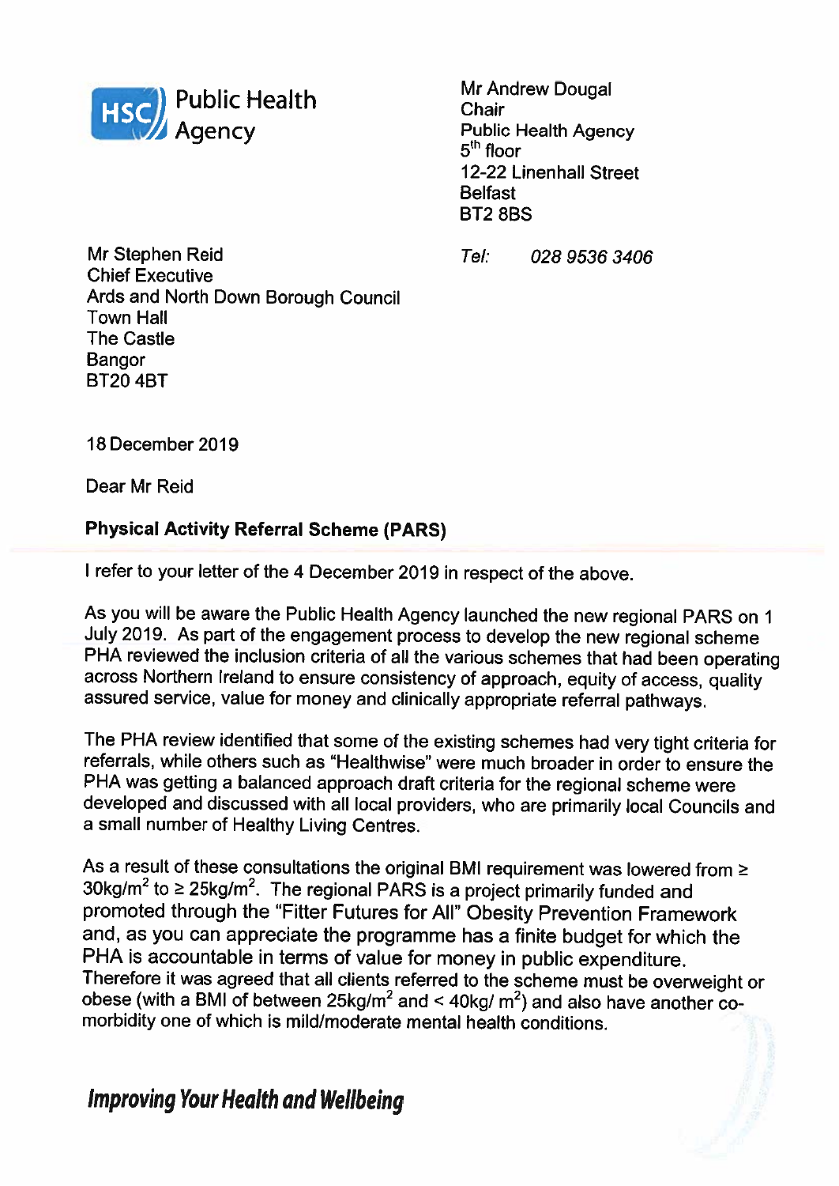Public Health Agency

Mr Andrew Dougal
Chair
Public Health Agency
5th floor
12-22 Linenhall Street
Belfast
BT2 8BS

*Tel:* *028 9536 3406*

Mr Stephen Reid
Chief Executive
Ards and North Down Borough Council
Town Hall
The Castle
Bangor
BT20 4BT

18 December 2019

Dear Mr Reid

**Physical Activity Referral Scheme (PARS)**

I refer to your letter of the 4 December 2019 in respect of the above.

As you will be aware the Public Health Agency launched the new regional PARS on 1 July 2019. As part of the engagement process to develop the new regional scheme PHA reviewed the inclusion criteria of all the various schemes that had been operating across Northern Ireland to ensure consistency of approach, equity of access, quality assured service, value for money and clinically appropriate referral pathways.

The PHA review identified that some of the existing schemes had very tight criteria for referrals, while others such as "Healthwise" were much broader in order to ensure the PHA was getting a balanced approach draft criteria for the regional scheme were developed and discussed with all local providers, who are primarily local Councils and a small number of Healthy Living Centres.

As a result of these consultations the original BMI requirement was lowered from $\geq 30kg/m^2$ to $\geq 25kg/m^2$. The regional PARS is a project primarily funded and promoted through the "Fitter Futures for All" Obesity Prevention Framework and, as you can appreciate the programme has a finite budget for which the PHA is accountable in terms of value for money in public expenditure. Therefore it was agreed that all clients referred to the scheme must be overweight or obese (with a BMI of between $25kg/m^2$ and $< 40kg/m^2$) and also have another co-morbidity one of which is mild/moderate mental health conditions.

*Improving Your Health and Wellbeing*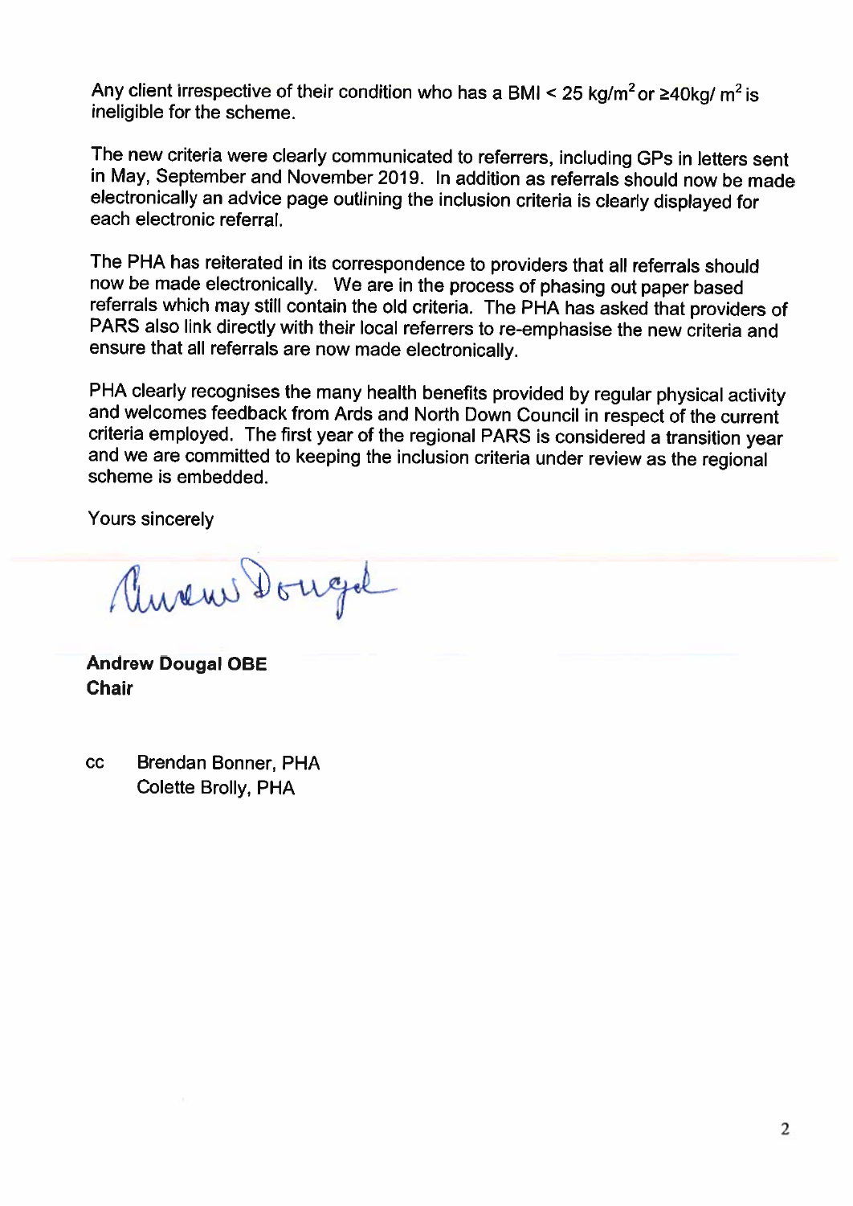Any client irrespective of their condition who has a BMI < 25 kg/$m^2$ or ≥40kg/ $m^2$ is ineligible for the scheme.

The new criteria were clearly communicated to referrers, including GPs in letters sent in May, September and November 2019. In addition as referrals should now be made electronically an advice page outlining the inclusion criteria is clearly displayed for each electronic referral.

The PHA has reiterated in its correspondence to providers that all referrals should now be made electronically. We are in the process of phasing out paper based referrals which may still contain the old criteria. The PHA has asked that providers of PARS also link directly with their local referrers to re-emphasise the new criteria and ensure that all referrals are now made electronically.

PHA clearly recognises the many health benefits provided by regular physical activity and welcomes feedback from Ards and North Down Council in respect of the current criteria employed. The first year of the regional PARS is considered a transition year and we are committed to keeping the inclusion criteria under review as the regional scheme is embedded.

Yours sincerely

Andrew Dougal

**Andrew Dougal OBE**
**Chair**

cc Brendan Bonner, PHA
Colette Brolly, PHA